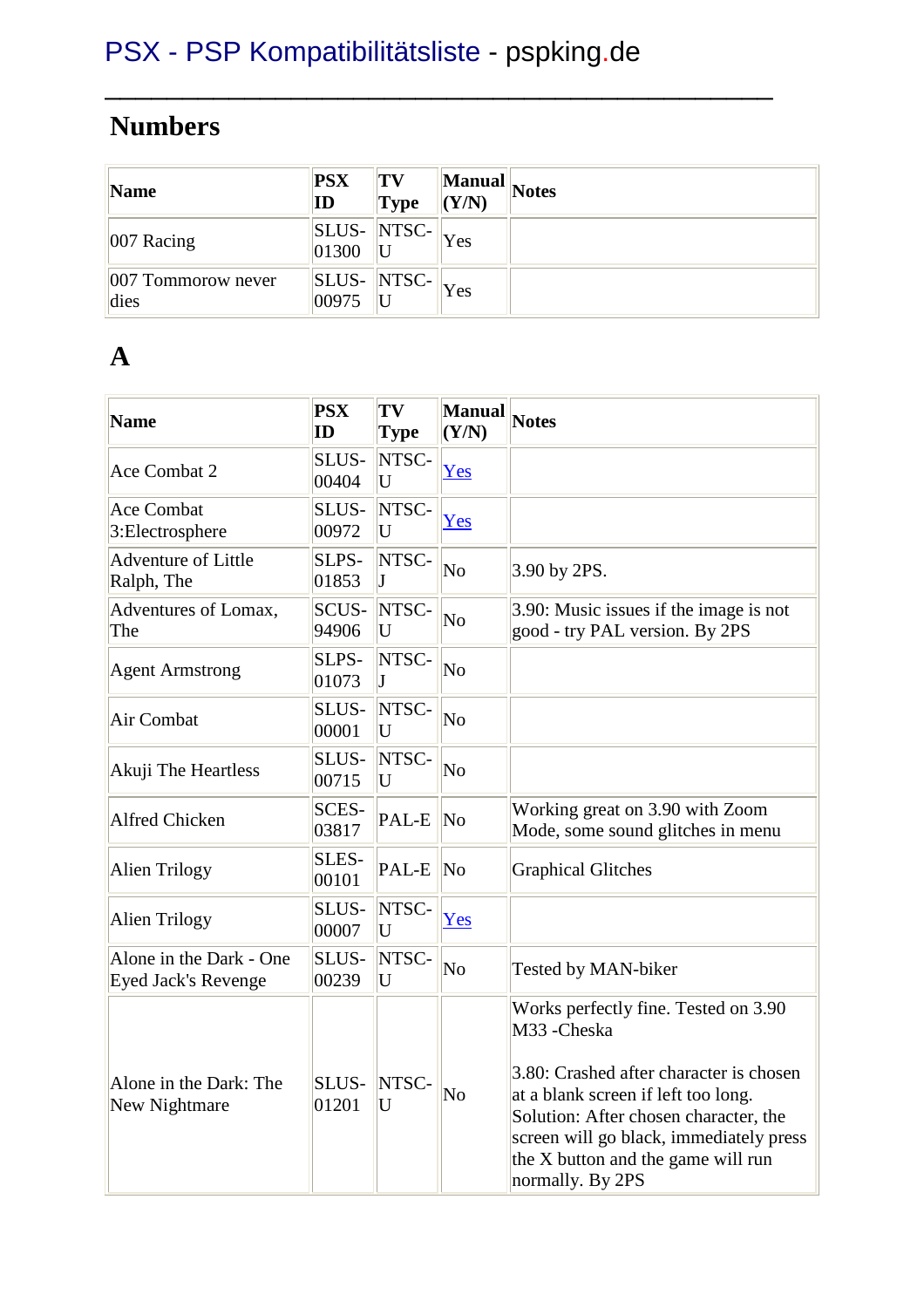# PSX - PSP Kompatibilitätsliste - pspking.de

## Numbers

| Name | PSX ID | TV Type | Manual (Y/N) | Notes |
|---|---|---|---|---|
| 007 Racing | SLUS-01300 | NTSC-U | Yes | |
| 007 Tommorow never dies | SLUS-00975 | NTSC-U | Yes | |

## A

| Name | PSX ID | TV Type | Manual (Y/N) | Notes |
|---|---|---|---|---|
| Ace Combat 2 | SLUS-00404 | NTSC-U | Yes | |
| Ace Combat 3:Electrosphere | SLUS-00972 | NTSC-U | Yes | |
| Adventure of Little Ralph, The | SLPS-01853 | NTSC-J | No | 3.90 by 2PS. |
| Adventures of Lomax, The | SCUS-94906 | NTSC-U | No | 3.90: Music issues if the image is not good - try PAL version. By 2PS |
| Agent Armstrong | SLPS-01073 | NTSC-J | No | |
| Air Combat | SLUS-00001 | NTSC-U | No | |
| Akuji The Heartless | SLUS-00715 | NTSC-U | No | |
| Alfred Chicken | SCES-03817 | PAL-E | No | Working great on 3.90 with Zoom Mode, some sound glitches in menu |
| Alien Trilogy | SLES-00101 | PAL-E | No | Graphical Glitches |
| Alien Trilogy | SLUS-00007 | NTSC-U | Yes | |
| Alone in the Dark - One Eyed Jack's Revenge | SLUS-00239 | NTSC-U | No | Tested by MAN-biker |
| Alone in the Dark: The New Nightmare | SLUS-01201 | NTSC-U | No | Works perfectly fine. Tested on 3.90 M33 -Cheska<br><br>3.80: Crashed after character is chosen at a blank screen if left too long. Solution: After chosen character, the screen will go black, immediately press the X button and the game will run normally. By 2PS |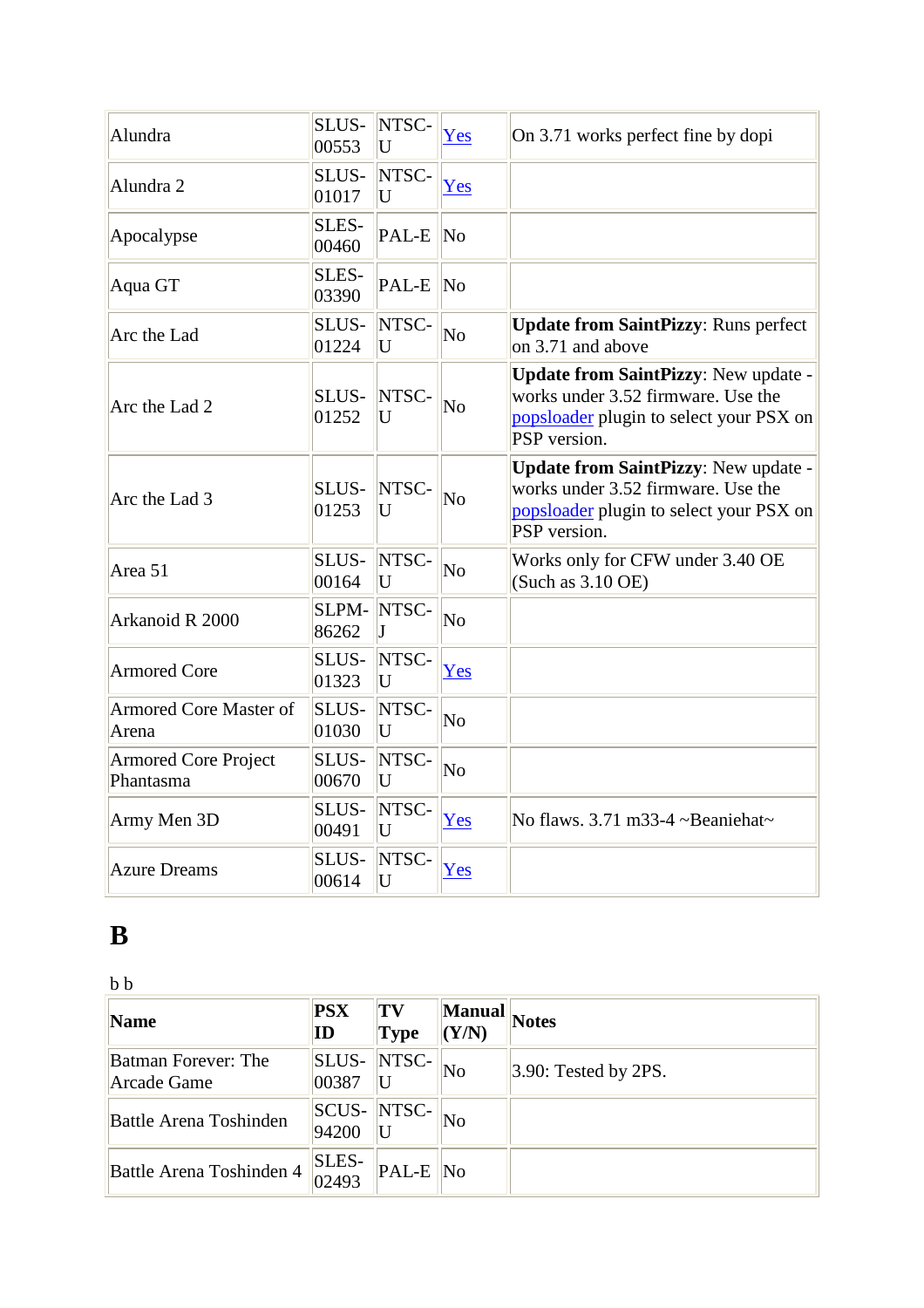| Name | PSX ID | TV Type | Manual (Y/N) | Notes |
|---|---|---|---|---|
| Alundra | SLUS-00553 | NTSC-U | Yes | On 3.71 works perfect fine by dopi |
| Alundra 2 | SLUS-01017 | NTSC-U | Yes | |
| Apocalypse | SLES-00460 | PAL-E | No | |
| Aqua GT | SLES-03390 | PAL-E | No | |
| Arc the Lad | SLUS-01224 | NTSC-U | No | **Update from SaintPizzy**: Runs perfect on 3.71 and above |
| Arc the Lad 2 | SLUS-01252 | NTSC-U | No | **Update from SaintPizzy**: New update - works under 3.52 firmware. Use the popsloader plugin to select your PSX on PSP version. |
| Arc the Lad 3 | SLUS-01253 | NTSC-U | No | **Update from SaintPizzy**: New update - works under 3.52 firmware. Use the popsloader plugin to select your PSX on PSP version. |
| Area 51 | SLUS-00164 | NTSC-U | No | Works only for CFW under 3.40 OE (Such as 3.10 OE) |
| Arkanoid R 2000 | SLPM-86262 | NTSC-J | No | |
| Armored Core | SLUS-01323 | NTSC-U | Yes | |
| Armored Core Master of Arena | SLUS-01030 | NTSC-U | No | |
| Armored Core Project Phantasma | SLUS-00670 | NTSC-U | No | |
| Army Men 3D | SLUS-00491 | NTSC-U | Yes | No flaws. 3.71 m33-4 ~Beaniehat~ |
| Azure Dreams | SLUS-00614 | NTSC-U | Yes | |

# B

b b

| Name | PSX ID | TV Type | Manual (Y/N) | Notes |
|---|---|---|---|---|
| Batman Forever: The Arcade Game | SLUS-00387 | NTSC-U | No | 3.90: Tested by 2PS. |
| Battle Arena Toshinden | SCUS-94200 | NTSC-U | No | |
| Battle Arena Toshinden 4 | SLES-02493 | PAL-E | No | |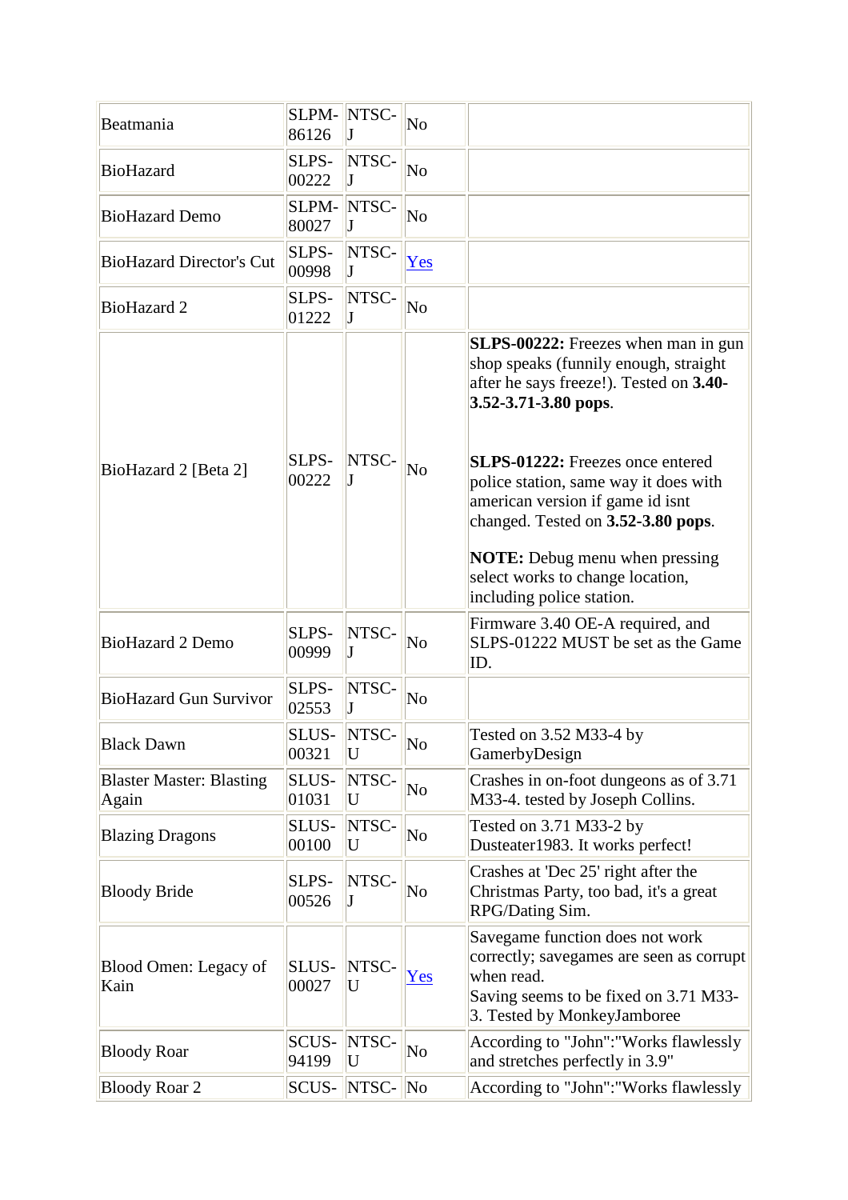| Beatmania | SLPM-86126 | NTSC-J | No | |
|---|---|---|---|---|
| BioHazard | SLPS-00222 | NTSC-J | No | |
| BioHazard Demo | SLPM-80027 | NTSC-J | No | |
| BioHazard Director's Cut | SLPS-00998 | NTSC-J | Yes | |
| BioHazard 2 | SLPS-01222 | NTSC-J | No | |
| BioHazard 2 [Beta 2] | SLPS-00222 | NTSC-J | No | **SLPS-00222:** Freezes when man in gun shop speaks (funnily enough, straight after he says freeze!). Tested on **3.40-3.52-3.71-3.80 pops**.<br><br>**SLPS-01222:** Freezes once entered police station, same way it does with american version if game id isnt changed. Tested on **3.52-3.80 pops**.<br><br>**NOTE:** Debug menu when pressing select works to change location, including police station. |
| BioHazard 2 Demo | SLPS-00999 | NTSC-J | No | Firmware 3.40 OE-A required, and SLPS-01222 MUST be set as the Game ID. |
| BioHazard Gun Survivor | SLPS-02553 | NTSC-J | No | |
| Black Dawn | SLUS-00321 | NTSC-U | No | Tested on 3.52 M33-4 by GamerbyDesign |
| Blaster Master: Blasting Again | SLUS-01031 | NTSC-U | No | Crashes in on-foot dungeons as of 3.71 M33-4. tested by Joseph Collins. |
| Blazing Dragons | SLUS-00100 | NTSC-U | No | Tested on 3.71 M33-2 by Dusteater1983. It works perfect! |
| Bloody Bride | SLPS-00526 | NTSC-J | No | Crashes at 'Dec 25' right after the Christmas Party, too bad, it's a great RPG/Dating Sim. |
| Blood Omen: Legacy of Kain | SLUS-00027 | NTSC-U | Yes | Savegame function does not work correctly; savegames are seen as corrupt when read.<br>Saving seems to be fixed on 3.71 M33-3. Tested by MonkeyJamboree |
| Bloody Roar | SCUS-94199 | NTSC-U | No | According to "John":"Works flawlessly and stretches perfectly in 3.9" |
| Bloody Roar 2 | SCUS- | NTSC- | No | According to "John":"Works flawlessly |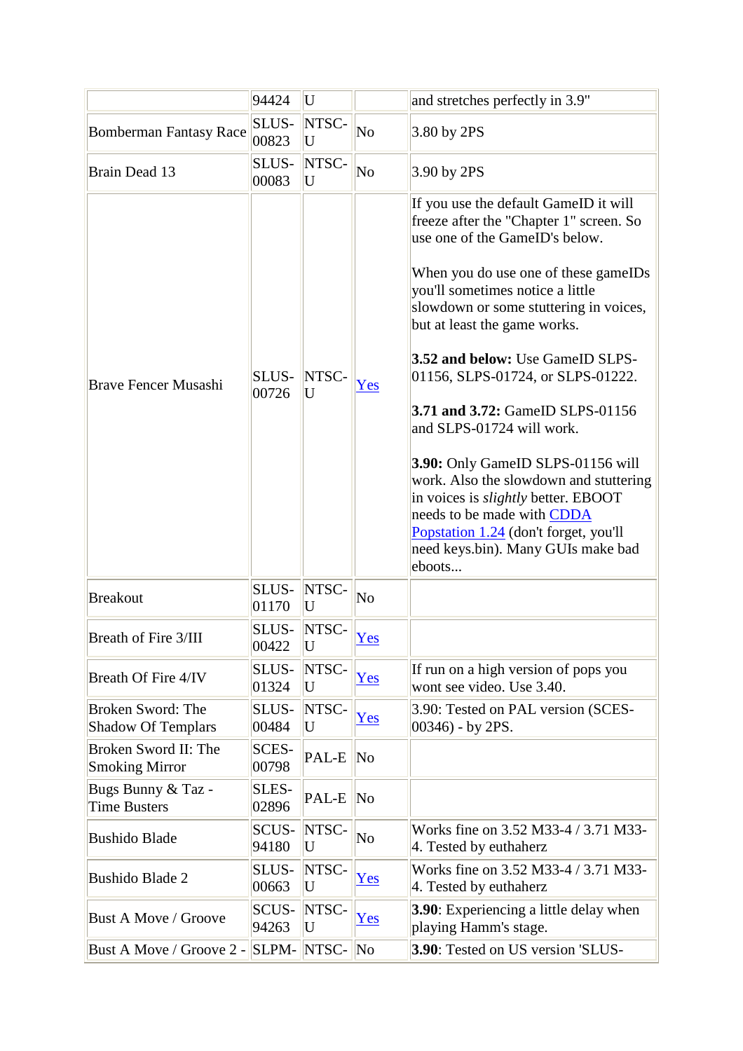|  | 94424 | U |  | and stretches perfectly in 3.9" |
|---|---|---|---|---|
| Bomberman Fantasy Race | SLUS-00823 | NTSC-U | No | 3.80 by 2PS |
| Brain Dead 13 | SLUS-00083 | NTSC-U | No | 3.90 by 2PS |
| Brave Fencer Musashi | SLUS-00726 | NTSC-U | Yes | If you use the default GameID it will freeze after the "Chapter 1" screen. So use one of the GameID's below.<br><br>When you do use one of these gameIDs you'll sometimes notice a little slowdown or some stuttering in voices, but at least the game works.<br><br>**3.52 and below:** Use GameID SLPS-01156, SLPS-01724, or SLPS-01222.<br><br>**3.71 and 3.72:** GameID SLPS-01156 and SLPS-01724 will work.<br><br>**3.90:** Only GameID SLPS-01156 will work. Also the slowdown and stuttering in voices is *slightly* better. EBOOT needs to be made with CDDA Popstation 1.24 (don't forget, you'll need keys.bin). Many GUIs make bad eboots... |
| Breakout | SLUS-01170 | NTSC-U | No |  |
| Breath of Fire 3/III | SLUS-00422 | NTSC-U | Yes |  |
| Breath Of Fire 4/IV | SLUS-01324 | NTSC-U | Yes | If run on a high version of pops you wont see video. Use 3.40. |
| Broken Sword: The Shadow Of Templars | SLUS-00484 | NTSC-U | Yes | 3.90: Tested on PAL version (SCES-00346) - by 2PS. |
| Broken Sword II: The Smoking Mirror | SCES-00798 | PAL-E | No |  |
| Bugs Bunny & Taz - Time Busters | SLES-02896 | PAL-E | No |  |
| Bushido Blade | SCUS-94180 | NTSC-U | No | Works fine on 3.52 M33-4 / 3.71 M33-4. Tested by euthaherz |
| Bushido Blade 2 | SLUS-00663 | NTSC-U | Yes | Works fine on 3.52 M33-4 / 3.71 M33-4. Tested by euthaherz |
| Bust A Move / Groove | SCUS-94263 | NTSC-U | Yes | **3.90**: Experiencing a little delay when playing Hamm's stage. |
| Bust A Move / Groove 2 - | SLPM- | NTSC- | No | **3.90**: Tested on US version 'SLUS- |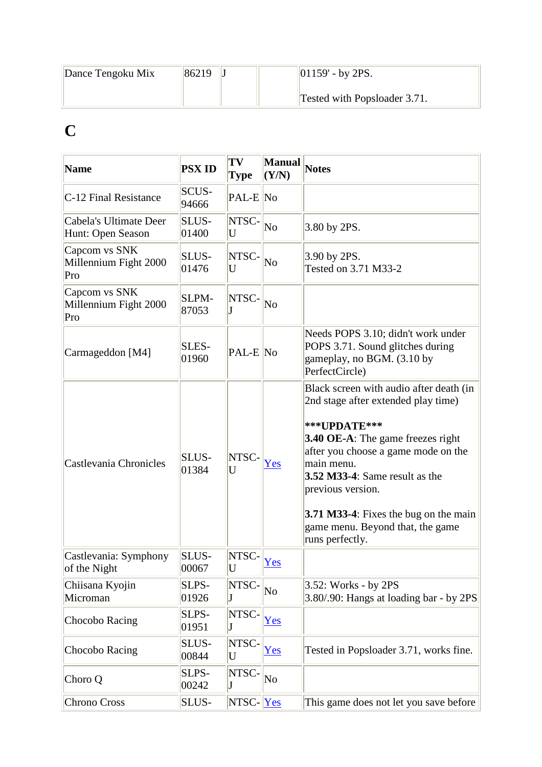| Dance Tengoku Mix | 86219 | J | | 01159' - by 2PS.<br><br>Tested with Popsloader 3.71. |
|---|---|---|---|---|

## C

| Name | PSX ID | TV Type | Manual (Y/N) | Notes |
|---|---|---|---|---|
| C-12 Final Resistance | SCUS-94666 | PAL-E | No | |
| Cabela's Ultimate Deer Hunt: Open Season | SLUS-01400 | NTSC-U | No | 3.80 by 2PS. |
| Capcom vs SNK Millennium Fight 2000 Pro | SLUS-01476 | NTSC-U | No | 3.90 by 2PS.<br>Tested on 3.71 M33-2 |
| Capcom vs SNK Millennium Fight 2000 Pro | SLPM-87053 | NTSC-J | No | |
| Carmageddon [M4] | SLES-01960 | PAL-E | No | Needs POPS 3.10; didn't work under POPS 3.71. Sound glitches during gameplay, no BGM. (3.10 by PerfectCircle) |
| Castlevania Chronicles | SLUS-01384 | NTSC-U | Yes | Black screen with audio after death (in 2nd stage after extended play time)<br><br>**\*\*\*UPDATE\*\*\***<br>**3.40 OE-A**: The game freezes right after you choose a game mode on the main menu.<br>**3.52 M33-4**: Same result as the previous version.<br><br>**3.71 M33-4**: Fixes the bug on the main game menu. Beyond that, the game runs perfectly. |
| Castlevania: Symphony of the Night | SLUS-00067 | NTSC-U | Yes | |
| Chiisana Kyojin Microman | SLPS-01926 | NTSC-J | No | 3.52: Works - by 2PS<br>3.80/.90: Hangs at loading bar - by 2PS |
| Chocobo Racing | SLPS-01951 | NTSC-J | Yes | |
| Chocobo Racing | SLUS-00844 | NTSC-U | Yes | Tested in Popsloader 3.71, works fine. |
| Choro Q | SLPS-00242 | NTSC-J | No | |
| Chrono Cross | SLUS- | NTSC- | Yes | This game does not let you save before |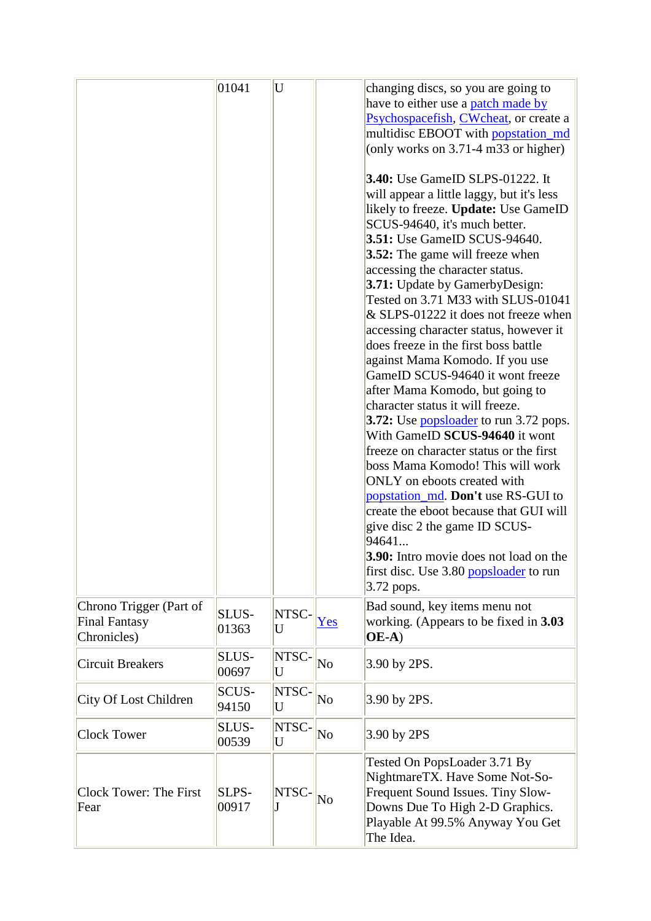| | | | | |
|---|---|---|---|---|
| | 01041 | U | | changing discs, so you are going to have to either use a patch made by Psychospacefish, CWcheat, or create a multidisc EBOOT with popstation_md (only works on 3.71-4 m33 or higher)<br><br>**3.40:** Use GameID SLPS-01222. It will appear a little laggy, but it's less likely to freeze. **Update:** Use GameID SCUS-94640, it's much better.<br>**3.51:** Use GameID SCUS-94640.<br>**3.52:** The game will freeze when accessing the character status.<br>**3.71:** Update by GamerbyDesign: Tested on 3.71 M33 with SLUS-01041 & SLPS-01222 it does not freeze when accessing character status, however it does freeze in the first boss battle against Mama Komodo. If you use GameID SCUS-94640 it wont freeze after Mama Komodo, but going to character status it will freeze.<br>**3.72:** Use popsloader to run 3.72 pops. With GameID **SCUS-94640** it wont freeze on character status or the first boss Mama Komodo! This will work ONLY on eboots created with popstation_md. **Don't** use RS-GUI to create the eboot because that GUI will give disc 2 the game ID SCUS-94641...<br>**3.90:** Intro movie does not load on the first disc. Use 3.80 popsloader to run 3.72 pops. |
| Chrono Trigger (Part of Final Fantasy Chronicles) | SLUS-01363 | NTSC-U | Yes | Bad sound, key items menu not working. (Appears to be fixed in **3.03 OE-A**) |
| Circuit Breakers | SLUS-00697 | NTSC-U | No | 3.90 by 2PS. |
| City Of Lost Children | SCUS-94150 | NTSC-U | No | 3.90 by 2PS. |
| Clock Tower | SLUS-00539 | NTSC-U | No | 3.90 by 2PS |
| Clock Tower: The First Fear | SLPS-00917 | NTSC-J | No | Tested On PopsLoader 3.71 By NightmareTX. Have Some Not-So-Frequent Sound Issues. Tiny Slow-Downs Due To High 2-D Graphics. Playable At 99.5% Anyway You Get The Idea. |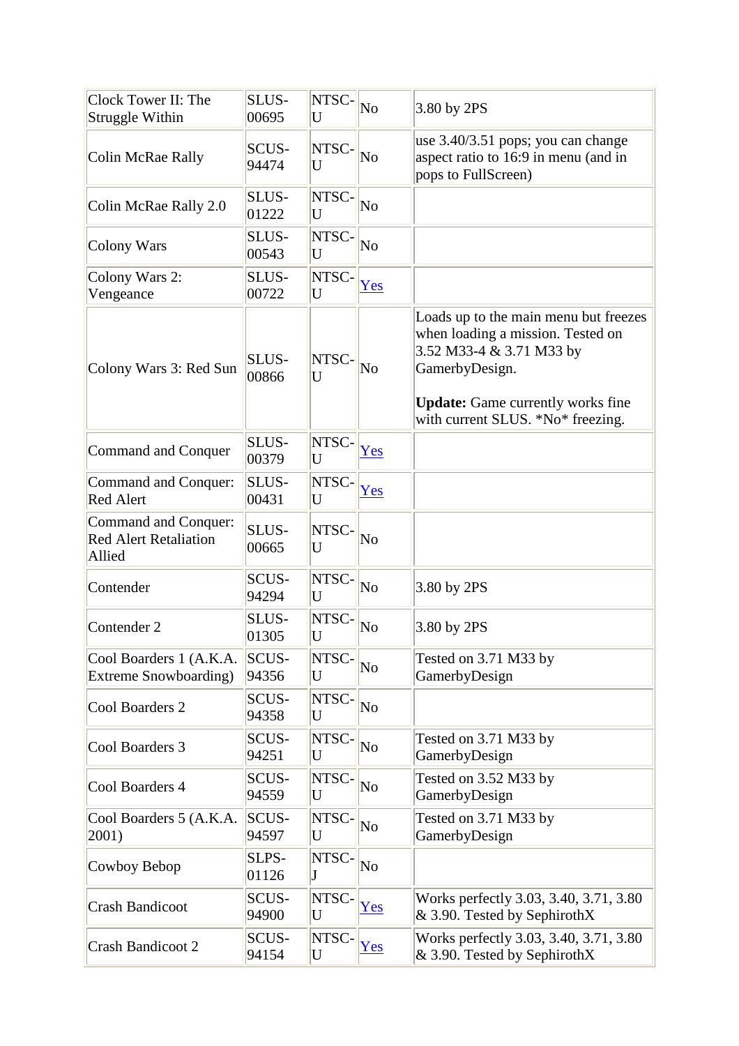| | | | | |
|---|---|---|---|---|
| Clock Tower II: The Struggle Within | SLUS-00695 | NTSC-U | No | 3.80 by 2PS |
| Colin McRae Rally | SCUS-94474 | NTSC-U | No | use 3.40/3.51 pops; you can change aspect ratio to 16:9 in menu (and in pops to FullScreen) |
| Colin McRae Rally 2.0 | SLUS-01222 | NTSC-U | No | |
| Colony Wars | SLUS-00543 | NTSC-U | No | |
| Colony Wars 2: Vengeance | SLUS-00722 | NTSC-U | Yes | |
| Colony Wars 3: Red Sun | SLUS-00866 | NTSC-U | No | Loads up to the main menu but freezes when loading a mission. Tested on 3.52 M33-4 & 3.71 M33 by GamerbyDesign. **Update:** Game currently works fine with current SLUS. *No* freezing. |
| Command and Conquer | SLUS-00379 | NTSC-U | Yes | |
| Command and Conquer: Red Alert | SLUS-00431 | NTSC-U | Yes | |
| Command and Conquer: Red Alert Retaliation Allied | SLUS-00665 | NTSC-U | No | |
| Contender | SCUS-94294 | NTSC-U | No | 3.80 by 2PS |
| Contender 2 | SLUS-01305 | NTSC-U | No | 3.80 by 2PS |
| Cool Boarders 1 (A.K.A. Extreme Snowboarding) | SCUS-94356 | NTSC-U | No | Tested on 3.71 M33 by GamerbyDesign |
| Cool Boarders 2 | SCUS-94358 | NTSC-U | No | |
| Cool Boarders 3 | SCUS-94251 | NTSC-U | No | Tested on 3.71 M33 by GamerbyDesign |
| Cool Boarders 4 | SCUS-94559 | NTSC-U | No | Tested on 3.52 M33 by GamerbyDesign |
| Cool Boarders 5 (A.K.A. 2001) | SCUS-94597 | NTSC-U | No | Tested on 3.71 M33 by GamerbyDesign |
| Cowboy Bebop | SLPS-01126 | NTSC-J | No | |
| Crash Bandicoot | SCUS-94900 | NTSC-U | Yes | Works perfectly 3.03, 3.40, 3.71, 3.80 & 3.90. Tested by SephirothX |
| Crash Bandicoot 2 | SCUS-94154 | NTSC-U | Yes | Works perfectly 3.03, 3.40, 3.71, 3.80 & 3.90. Tested by SephirothX |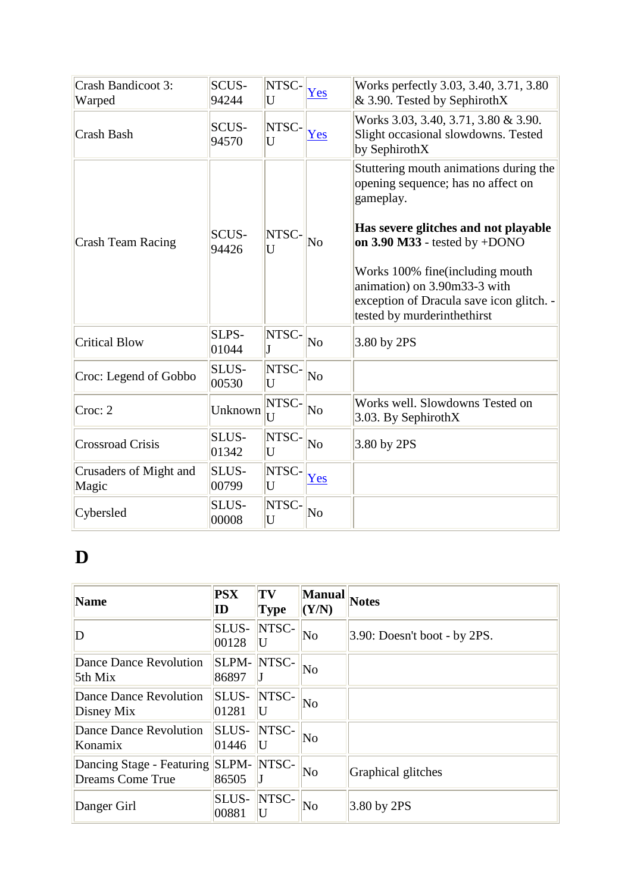| | | | | |
|---|---|---|---|---|
| Crash Bandicoot 3: Warped | SCUS-94244 | NTSC-U | Yes | Works perfectly 3.03, 3.40, 3.71, 3.80 & 3.90. Tested by SephirothX |
| Crash Bash | SCUS-94570 | NTSC-U | Yes | Works 3.03, 3.40, 3.71, 3.80 & 3.90. Slight occasional slowdowns. Tested by SephirothX |
| Crash Team Racing | SCUS-94426 | NTSC-U | No | Stuttering mouth animations during the opening sequence; has no affect on gameplay.<br><br>**Has severe glitches and not playable on 3.90 M33** - tested by +DONO<br><br>Works 100% fine(including mouth animation) on 3.90m33-3 with exception of Dracula save icon glitch. - tested by murderinthethirst |
| Critical Blow | SLPS-01044 | NTSC-J | No | 3.80 by 2PS |
| Croc: Legend of Gobbo | SLUS-00530 | NTSC-U | No | |
| Croc: 2 | Unknown | NTSC-U | No | Works well. Slowdowns Tested on 3.03. By SephirothX |
| Crossroad Crisis | SLUS-01342 | NTSC-U | No | 3.80 by 2PS |
| Crusaders of Might and Magic | SLUS-00799 | NTSC-U | Yes | |
| Cybersled | SLUS-00008 | NTSC-U | No | |

# D

| Name | PSX ID | TV Type | Manual (Y/N) | Notes |
|---|---|---|---|---|
| D | SLUS-00128 | NTSC-U | No | 3.90: Doesn't boot - by 2PS. |
| Dance Dance Revolution 5th Mix | SLPM-86897 | NTSC-J | No | |
| Dance Dance Revolution Disney Mix | SLUS-01281 | NTSC-U | No | |
| Dance Dance Revolution Konamix | SLUS-01446 | NTSC-U | No | |
| Dancing Stage - Featuring Dreams Come True | SLPM-86505 | NTSC-J | No | Graphical glitches |
| Danger Girl | SLUS-00881 | NTSC-U | No | 3.80 by 2PS |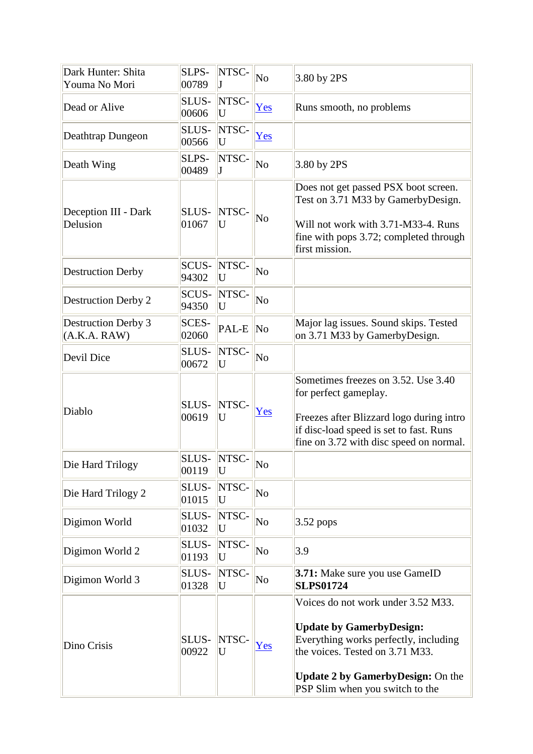| Dark Hunter: Shita Youma No Mori | SLPS-00789 | NTSC-J | No | 3.80 by 2PS |
|---|---|---|---|---|
| Dead or Alive | SLUS-00606 | NTSC-U | Yes | Runs smooth, no problems |
| Deathtrap Dungeon | SLUS-00566 | NTSC-U | Yes | |
| Death Wing | SLPS-00489 | NTSC-J | No | 3.80 by 2PS |
| Deception III - Dark Delusion | SLUS-01067 | NTSC-U | No | Does not get passed PSX boot screen. Test on 3.71 M33 by GamerbyDesign.<br><br>Will not work with 3.71-M33-4. Runs fine with pops 3.72; completed through first mission. |
| Destruction Derby | SCUS-94302 | NTSC-U | No | |
| Destruction Derby 2 | SCUS-94350 | NTSC-U | No | |
| Destruction Derby 3 (A.K.A. RAW) | SCES-02060 | PAL-E | No | Major lag issues. Sound skips. Tested on 3.71 M33 by GamerbyDesign. |
| Devil Dice | SLUS-00672 | NTSC-U | No | |
| Diablo | SLUS-00619 | NTSC-U | Yes | Sometimes freezes on 3.52. Use 3.40 for perfect gameplay.<br><br>Freezes after Blizzard logo during intro if disc-load speed is set to fast. Runs fine on 3.72 with disc speed on normal. |
| Die Hard Trilogy | SLUS-00119 | NTSC-U | No | |
| Die Hard Trilogy 2 | SLUS-01015 | NTSC-U | No | |
| Digimon World | SLUS-01032 | NTSC-U | No | 3.52 pops |
| Digimon World 2 | SLUS-01193 | NTSC-U | No | 3.9 |
| Digimon World 3 | SLUS-01328 | NTSC-U | No | **3.71:** Make sure you use GameID **SLPS01724** |
| Dino Crisis | SLUS-00922 | NTSC-U | Yes | Voices do not work under 3.52 M33.<br><br>**Update by GamerbyDesign:** Everything works perfectly, including the voices. Tested on 3.71 M33.<br><br>**Update 2 by GamerbyDesign:** On the PSP Slim when you switch to the |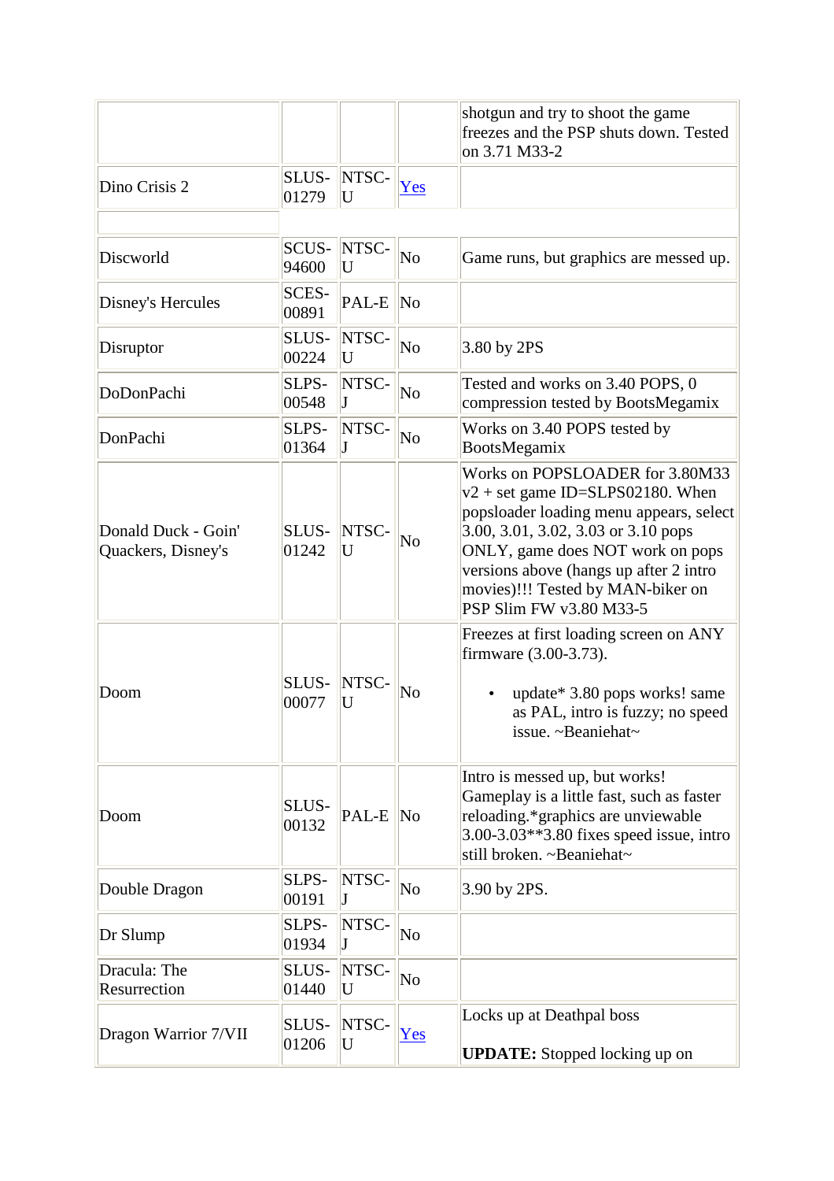| | | | | |
|---|---|---|---|---|
| | | | | shotgun and try to shoot the game freezes and the PSP shuts down. Tested on 3.71 M33-2 |
| Dino Crisis 2 | SLUS-01279 | NTSC-U | Yes | |
| | | | | |
| Discworld | SCUS-94600 | NTSC-U | No | Game runs, but graphics are messed up. |
| Disney's Hercules | SCES-00891 | PAL-E | No | |
| Disruptor | SLUS-00224 | NTSC-U | No | 3.80 by 2PS |
| DoDonPachi | SLPS-00548 | NTSC-J | No | Tested and works on 3.40 POPS, 0 compression tested by BootsMegamix |
| DonPachi | SLPS-01364 | NTSC-J | No | Works on 3.40 POPS tested by BootsMegamix |
| Donald Duck - Goin' Quackers, Disney's | SLUS-01242 | NTSC-U | No | Works on POPSLOADER for 3.80M33 v2 + set game ID=SLPS02180. When popsloader loading menu appears, select 3.00, 3.01, 3.02, 3.03 or 3.10 pops ONLY, game does NOT work on pops versions above (hangs up after 2 intro movies)!!! Tested by MAN-biker on PSP Slim FW v3.80 M33-5 |
| Doom | SLUS-00077 | NTSC-U | No | Freezes at first loading screen on ANY firmware (3.00-3.73). <br>• update* 3.80 pops works! same as PAL, intro is fuzzy; no speed issue. ~Beaniehat~ |
| Doom | SLUS-00132 | PAL-E | No | Intro is messed up, but works! Gameplay is a little fast, such as faster reloading.*graphics are unviewable 3.00-3.03**3.80 fixes speed issue, intro still broken. ~Beaniehat~ |
| Double Dragon | SLPS-00191 | NTSC-J | No | 3.90 by 2PS. |
| Dr Slump | SLPS-01934 | NTSC-J | No | |
| Dracula: The Resurrection | SLUS-01440 | NTSC-U | No | |
| Dragon Warrior 7/VII | SLUS-01206 | NTSC-U | Yes | Locks up at Deathpal boss <br><br>**UPDATE:** Stopped locking up on |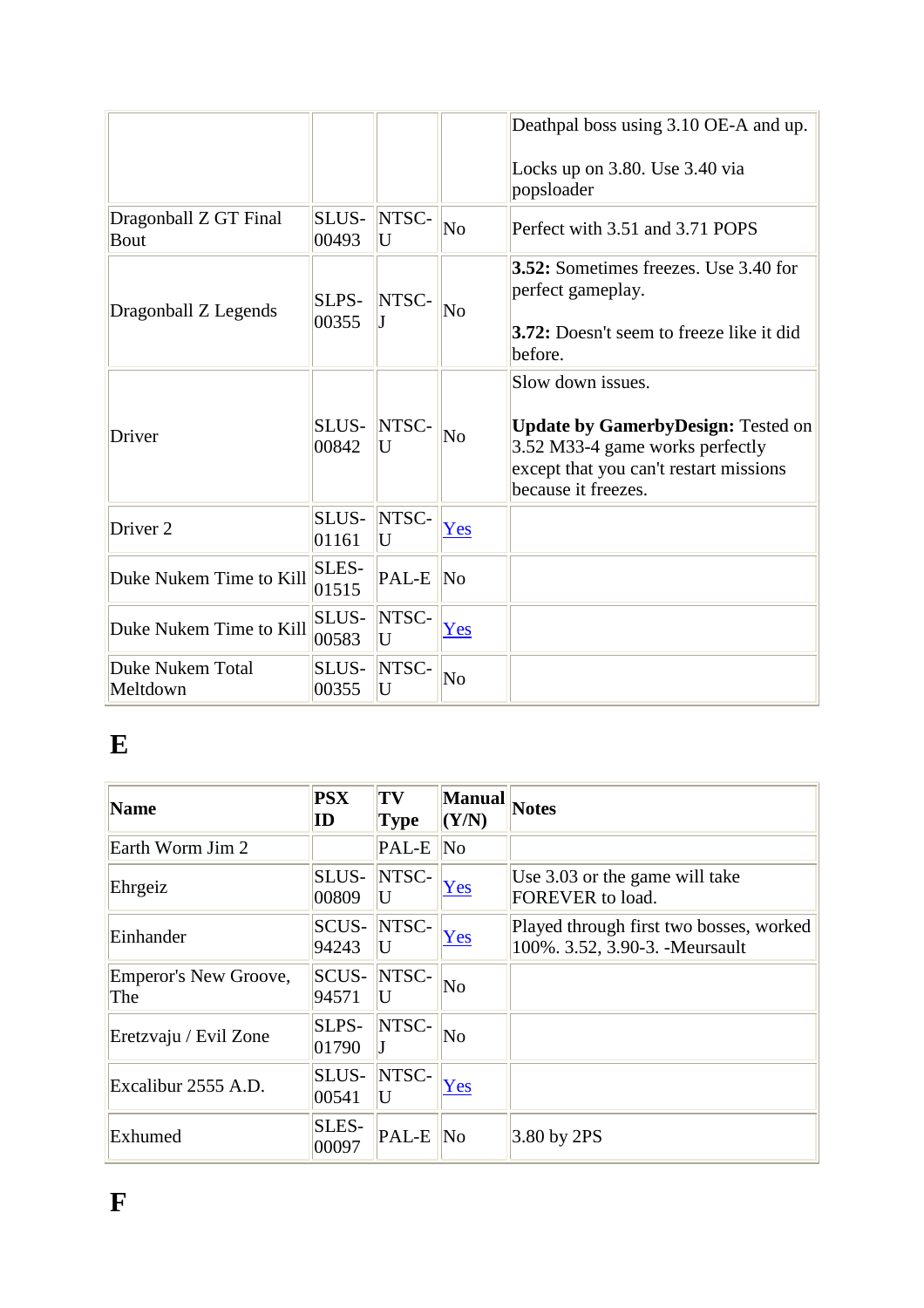| | | | | |
|---|---|---|---|---|
| | | | | Deathpal boss using 3.10 OE-A and up.<br><br>Locks up on 3.80. Use 3.40 via popsloader |
| Dragonball Z GT Final Bout | SLUS-00493 | NTSC-U | No | Perfect with 3.51 and 3.71 POPS |
| Dragonball Z Legends | SLPS-00355 | NTSC-J | No | **3.52:** Sometimes freezes. Use 3.40 for perfect gameplay.<br><br>**3.72:** Doesn't seem to freeze like it did before. |
| Driver | SLUS-00842 | NTSC-U | No | Slow down issues.<br><br>**Update by GamerbyDesign:** Tested on 3.52 M33-4 game works perfectly except that you can't restart missions because it freezes. |
| Driver 2 | SLUS-01161 | NTSC-U | Yes | |
| Duke Nukem Time to Kill | SLES-01515 | PAL-E | No | |
| Duke Nukem Time to Kill | SLUS-00583 | NTSC-U | Yes | |
| Duke Nukem Total Meltdown | SLUS-00355 | NTSC-U | No | |

# E

| Name | PSX ID | TV Type | Manual (Y/N) | Notes |
|---|---|---|---|---|
| Earth Worm Jim 2 | | PAL-E | No | |
| Ehrgeiz | SLUS-00809 | NTSC-U | Yes | Use 3.03 or the game will take FOREVER to load. |
| Einhander | SCUS-94243 | NTSC-U | Yes | Played through first two bosses, worked 100%. 3.52, 3.90-3. -Meursault |
| Emperor's New Groove, The | SCUS-94571 | NTSC-U | No | |
| Eretzvaju / Evil Zone | SLPS-01790 | NTSC-J | No | |
| Excalibur 2555 A.D. | SLUS-00541 | NTSC-U | Yes | |
| Exhumed | SLES-00097 | PAL-E | No | 3.80 by 2PS |

# F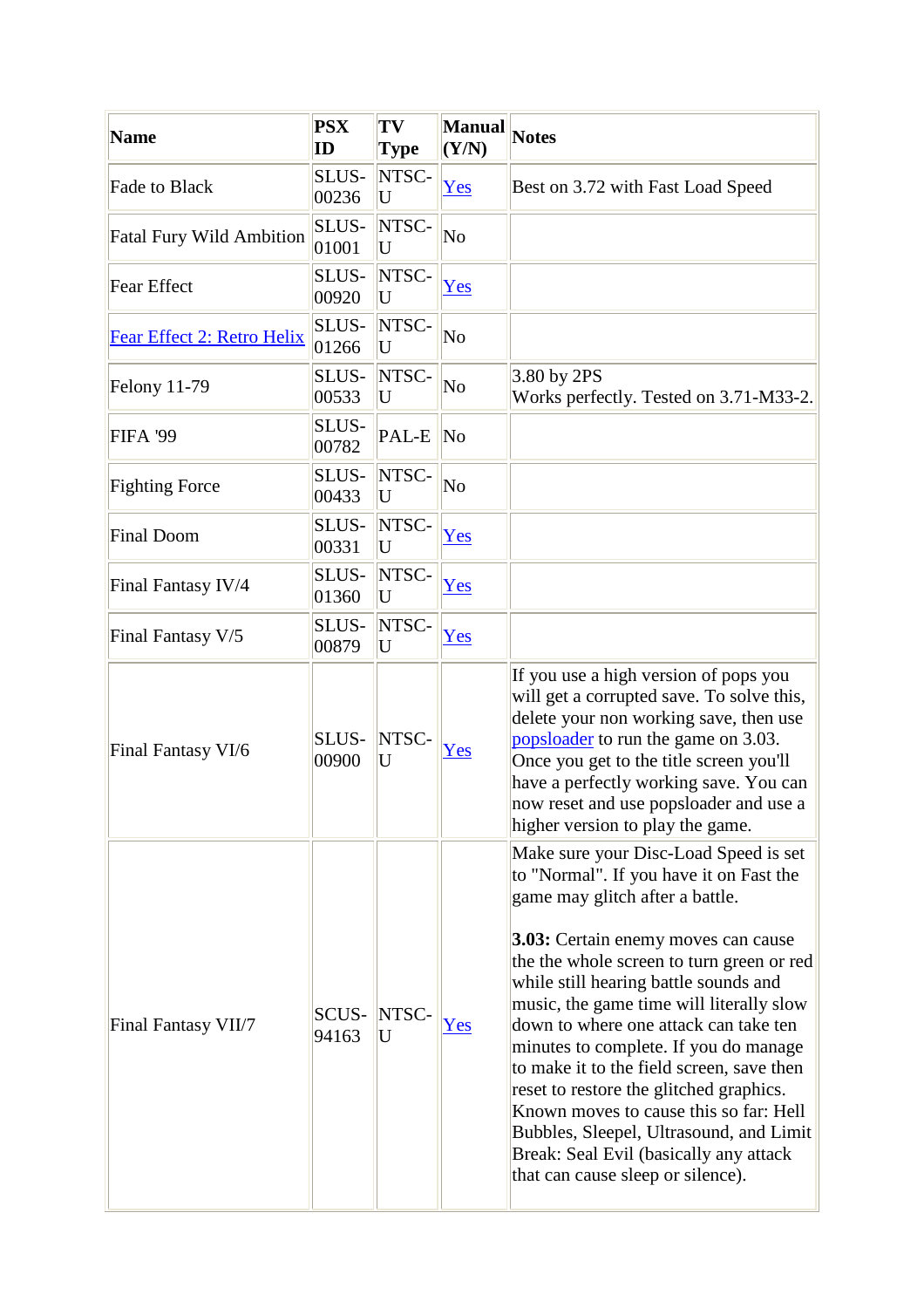| Name | PSX ID | TV Type | Manual (Y/N) | Notes |
|---|---|---|---|---|
| Fade to Black | SLUS-00236 | NTSC-U | Yes | Best on 3.72 with Fast Load Speed |
| Fatal Fury Wild Ambition | SLUS-01001 | NTSC-U | No | |
| Fear Effect | SLUS-00920 | NTSC-U | Yes | |
| Fear Effect 2: Retro Helix | SLUS-01266 | NTSC-U | No | |
| Felony 11-79 | SLUS-00533 | NTSC-U | No | 3.80 by 2PS<br>Works perfectly. Tested on 3.71-M33-2. |
| FIFA '99 | SLUS-00782 | PAL-E | No | |
| Fighting Force | SLUS-00433 | NTSC-U | No | |
| Final Doom | SLUS-00331 | NTSC-U | Yes | |
| Final Fantasy IV/4 | SLUS-01360 | NTSC-U | Yes | |
| Final Fantasy V/5 | SLUS-00879 | NTSC-U | Yes | |
| Final Fantasy VI/6 | SLUS-00900 | NTSC-U | Yes | If you use a high version of pops you will get a corrupted save. To solve this, delete your non working save, then use popsloader to run the game on 3.03. Once you get to the title screen you'll have a perfectly working save. You can now reset and use popsloader and use a higher version to play the game. |
| Final Fantasy VII/7 | SCUS-94163 | NTSC-U | Yes | Make sure your Disc-Load Speed is set to "Normal". If you have it on Fast the game may glitch after a battle.<br><br>**3.03:** Certain enemy moves can cause the the whole screen to turn green or red while still hearing battle sounds and music, the game time will literally slow down to where one attack can take ten minutes to complete. If you do manage to make it to the field screen, save then reset to restore the glitched graphics. Known moves to cause this so far: Hell Bubbles, Sleepel, Ultrasound, and Limit Break: Seal Evil (basically any attack that can cause sleep or silence). |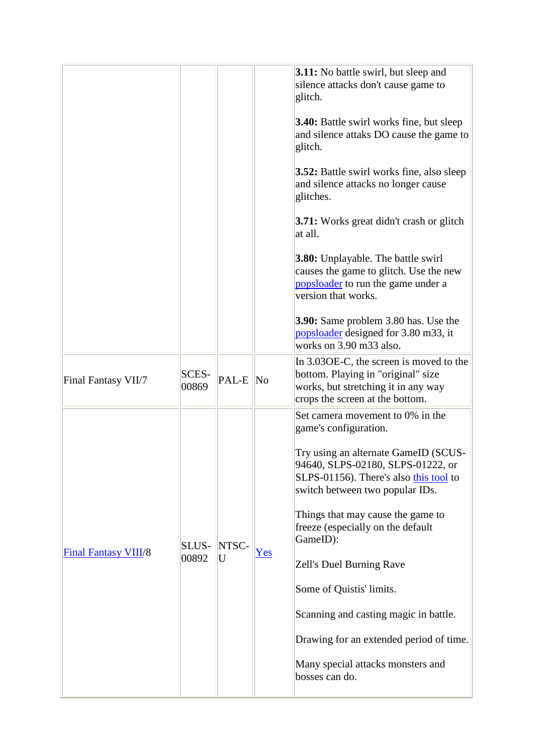| | | | | |
|---|---|---|---|---|
| | | | | **3.11:** No battle swirl, but sleep and silence attacks don't cause game to glitch.<br><br>**3.40:** Battle swirl works fine, but sleep and silence attaks DO cause the game to glitch.<br><br>**3.52:** Battle swirl works fine, also sleep and silence attacks no longer cause glitches.<br><br>**3.71:** Works great didn't crash or glitch at all.<br><br>**3.80:** Unplayable. The battle swirl causes the game to glitch. Use the new popsloader to run the game under a version that works.<br><br>**3.90:** Same problem 3.80 has. Use the popsloader designed for 3.80 m33, it works on 3.90 m33 also. |
| Final Fantasy VII/7 | SCES-00869 | PAL-E | No | In 3.03OE-C, the screen is moved to the bottom. Playing in "original" size works, but stretching it in any way crops the screen at the bottom. |
| Final Fantasy VIII/8 | SLUS-00892 | NTSC-U | Yes | Set camera movement to 0% in the game's configuration.<br><br>Try using an alternate GameID (SCUS-94640, SLPS-02180, SLPS-01222, or SLPS-01156). There's also this tool to switch between two popular IDs.<br><br>Things that may cause the game to freeze (especially on the default GameID):<br><br>Zell's Duel Burning Rave<br><br>Some of Quistis' limits.<br><br>Scanning and casting magic in battle.<br><br>Drawing for an extended period of time.<br><br>Many special attacks monsters and bosses can do. |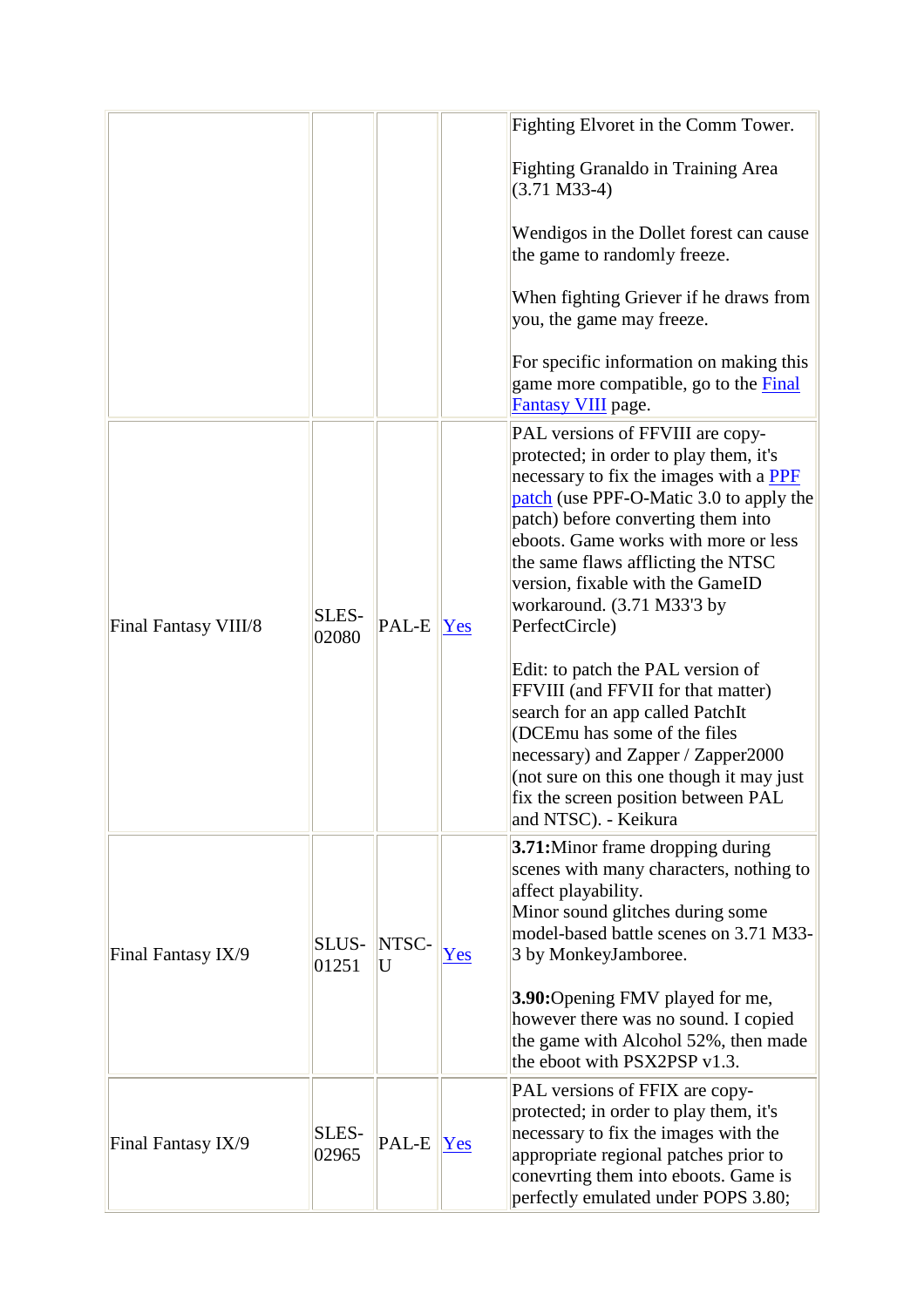| | | | | |
|---|---|---|---|---|
| | | | | Fighting Elvoret in the Comm Tower.<br><br>Fighting Granaldo in Training Area (3.71 M33-4)<br><br>Wendigos in the Dollet forest can cause the game to randomly freeze.<br><br>When fighting Griever if he draws from you, the game may freeze.<br><br>For specific information on making this game more compatible, go to the Final Fantasy VIII page. |
| Final Fantasy VIII/8 | SLES-02080 | PAL-E | Yes | PAL versions of FFVIII are copy-protected; in order to play them, it's necessary to fix the images with a PPF patch (use PPF-O-Matic 3.0 to apply the patch) before converting them into eboots. Game works with more or less the same flaws afflicting the NTSC version, fixable with the GameID workaround. (3.71 M33'3 by PerfectCircle)<br><br>Edit: to patch the PAL version of FFVIII (and FFVII for that matter) search for an app called PatchIt (DCEmu has some of the files necessary) and Zapper / Zapper2000 (not sure on this one though it may just fix the screen position between PAL and NTSC). - Keikura |
| Final Fantasy IX/9 | SLUS-01251 | NTSC-U | Yes | **3.71:**Minor frame dropping during scenes with many characters, nothing to affect playability.<br>Minor sound glitches during some model-based battle scenes on 3.71 M33-3 by MonkeyJamboree.<br><br>**3.90:**Opening FMV played for me, however there was no sound. I copied the game with Alcohol 52%, then made the eboot with PSX2PSP v1.3. |
| Final Fantasy IX/9 | SLES-02965 | PAL-E | Yes | PAL versions of FFIX are copy-protected; in order to play them, it's necessary to fix the images with the appropriate regional patches prior to conevrting them into eboots. Game is perfectly emulated under POPS 3.80; |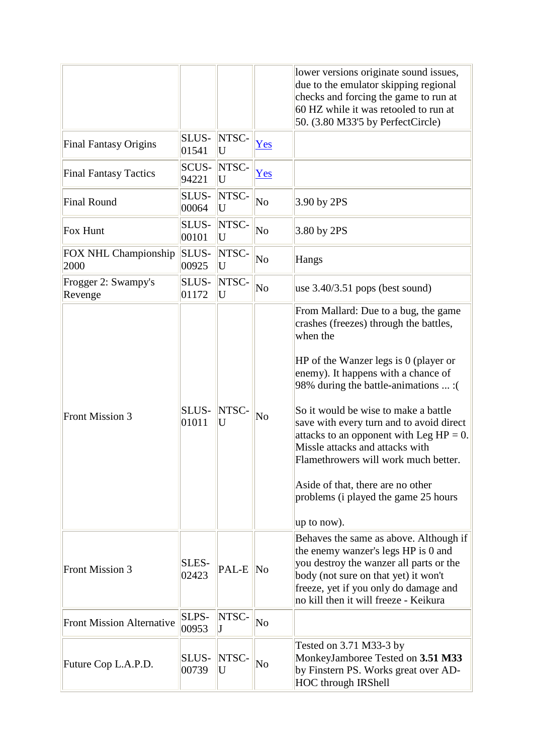| | | | | |
|---|---|---|---|---|
| | | | | lower versions originate sound issues, due to the emulator skipping regional checks and forcing the game to run at 60 HZ while it was retooled to run at 50. (3.80 M33'5 by PerfectCircle) |
| Final Fantasy Origins | SLUS-01541 | NTSC-U | Yes | |
| Final Fantasy Tactics | SCUS-94221 | NTSC-U | Yes | |
| Final Round | SLUS-00064 | NTSC-U | No | 3.90 by 2PS |
| Fox Hunt | SLUS-00101 | NTSC-U | No | 3.80 by 2PS |
| FOX NHL Championship 2000 | SLUS-00925 | NTSC-U | No | Hangs |
| Frogger 2: Swampy's Revenge | SLUS-01172 | NTSC-U | No | use 3.40/3.51 pops (best sound) |
| Front Mission 3 | SLUS-01011 | NTSC-U | No | From Mallard: Due to a bug, the game crashes (freezes) through the battles, when the<br><br>HP of the Wanzer legs is 0 (player or enemy). It happens with a chance of 98% during the battle-animations ... :(<br><br>So it would be wise to make a battle save with every turn and to avoid direct attacks to an opponent with Leg HP = 0. Missle attacks and attacks with Flamethrowers will work much better.<br><br>Aside of that, there are no other problems (i played the game 25 hours<br><br>up to now). |
| Front Mission 3 | SLES-02423 | PAL-E | No | Behaves the same as above. Although if the enemy wanzer's legs HP is 0 and you destroy the wanzer all parts or the body (not sure on that yet) it won't freeze, yet if you only do damage and no kill then it will freeze - Keikura |
| Front Mission Alternative | SLPS-00953 | NTSC-J | No | |
| Future Cop L.A.P.D. | SLUS-00739 | NTSC-U | No | Tested on 3.71 M33-3 by MonkeyJamboree Tested on **3.51 M33** by Finstern PS. Works great over AD-HOC through IRShell |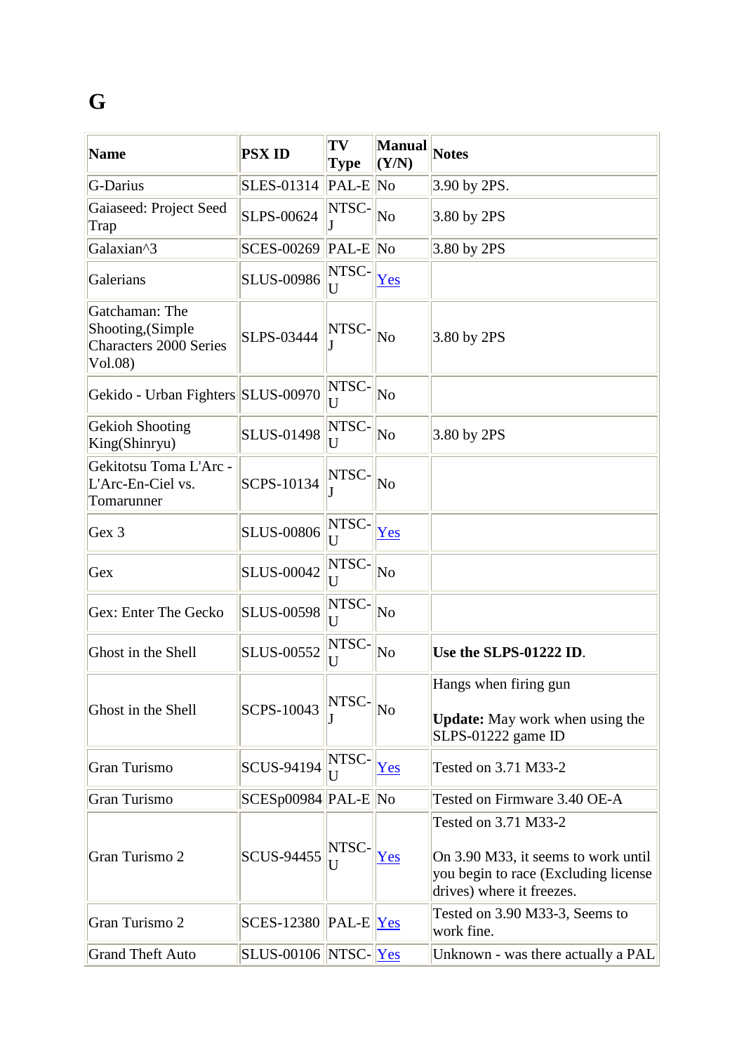# G

| Name | PSX ID | TV Type | Manual (Y/N) | Notes |
| --- | --- | --- | --- | --- |
| G-Darius | SLES-01314 | PAL-E | No | 3.90 by 2PS. |
| Gaiaseed: Project Seed Trap | SLPS-00624 | NTSC-J | No | 3.80 by 2PS |
| Galaxian^3 | SCES-00269 | PAL-E | No | 3.80 by 2PS |
| Galerians | SLUS-00986 | NTSC-U | Yes | |
| Gatchaman: The Shooting,(Simple Characters 2000 Series Vol.08) | SLPS-03444 | NTSC-J | No | 3.80 by 2PS |
| Gekido - Urban Fighters | SLUS-00970 | NTSC-U | No | |
| Gekioh Shooting King(Shinryu) | SLUS-01498 | NTSC-U | No | 3.80 by 2PS |
| Gekitotsu Toma L'Arc - L'Arc-En-Ciel vs. Tomarunner | SCPS-10134 | NTSC-J | No | |
| Gex 3 | SLUS-00806 | NTSC-U | Yes | |
| Gex | SLUS-00042 | NTSC-U | No | |
| Gex: Enter The Gecko | SLUS-00598 | NTSC-U | No | |
| Ghost in the Shell | SLUS-00552 | NTSC-U | No | **Use the SLPS-01222 ID**. |
| Ghost in the Shell | SCPS-10043 | NTSC-J | No | Hangs when firing gun<br><br>**Update:** May work when using the SLPS-01222 game ID |
| Gran Turismo | SCUS-94194 | NTSC-U | Yes | Tested on 3.71 M33-2 |
| Gran Turismo | SCESp00984 | PAL-E | No | Tested on Firmware 3.40 OE-A |
| Gran Turismo 2 | SCUS-94455 | NTSC-U | Yes | Tested on 3.71 M33-2<br><br>On 3.90 M33, it seems to work until you begin to race (Excluding license drives) where it freezes. |
| Gran Turismo 2 | SCES-12380 | PAL-E | Yes | Tested on 3.90 M33-3, Seems to work fine. |
| Grand Theft Auto | SLUS-00106 | NTSC- | Yes | Unknown - was there actually a PAL |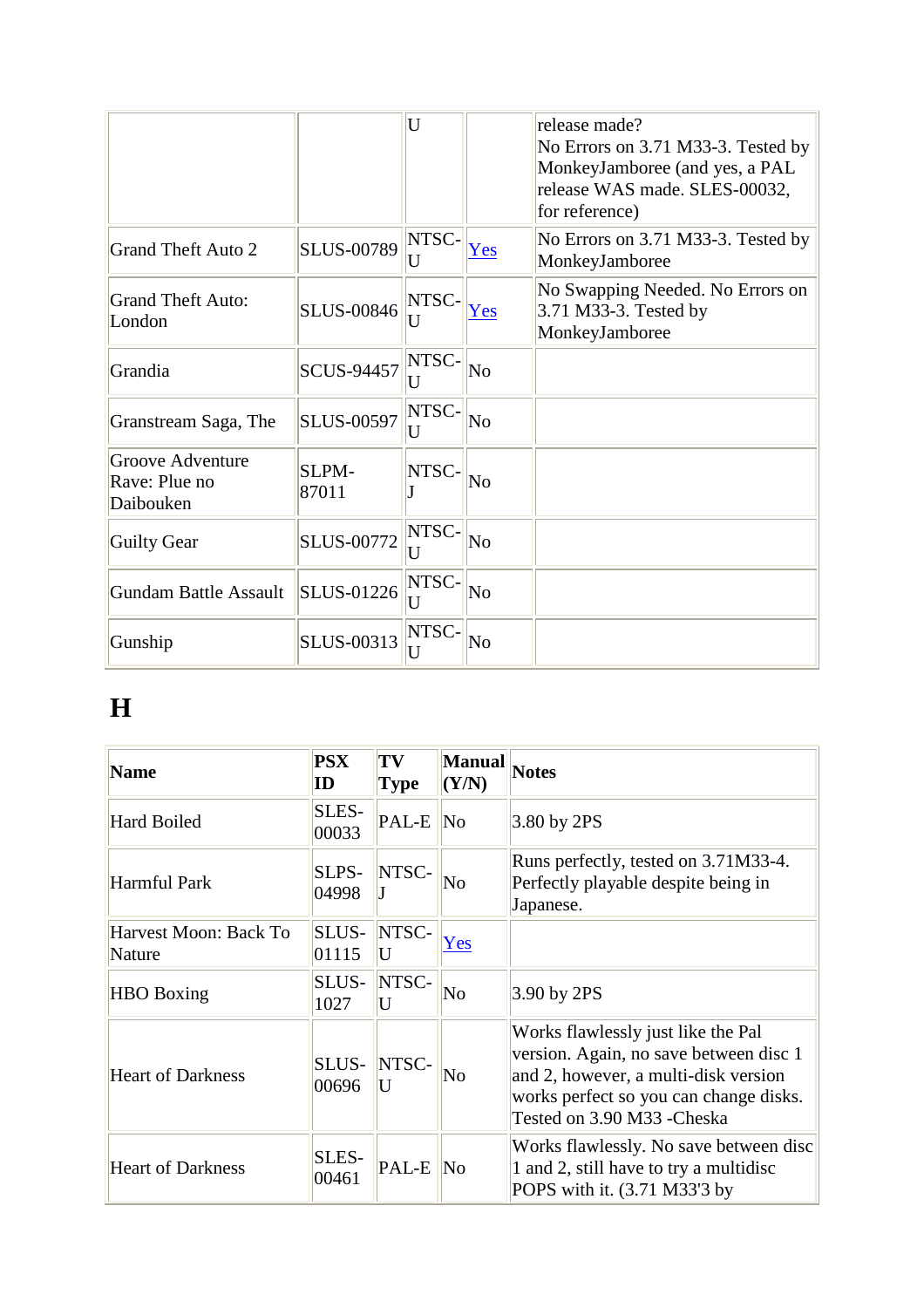| | | | | |
|---|---|---|---|---|
| | | U | | release made?<br>No Errors on 3.71 M33-3. Tested by MonkeyJamboree (and yes, a PAL release WAS made. SLES-00032, for reference) |
| Grand Theft Auto 2 | SLUS-00789 | NTSC-U | Yes | No Errors on 3.71 M33-3. Tested by MonkeyJamboree |
| Grand Theft Auto: London | SLUS-00846 | NTSC-U | Yes | No Swapping Needed. No Errors on 3.71 M33-3. Tested by MonkeyJamboree |
| Grandia | SCUS-94457 | NTSC-U | No | |
| Granstream Saga, The | SLUS-00597 | NTSC-U | No | |
| Groove Adventure Rave: Plue no Daibouken | SLPM-87011 | NTSC-J | No | |
| Guilty Gear | SLUS-00772 | NTSC-U | No | |
| Gundam Battle Assault | SLUS-01226 | NTSC-U | No | |
| Gunship | SLUS-00313 | NTSC-U | No | |

# H

| Name | PSX ID | TV Type | Manual (Y/N) | Notes |
|---|---|---|---|---|
| Hard Boiled | SLES-00033 | PAL-E | No | 3.80 by 2PS |
| Harmful Park | SLPS-04998 | NTSC-J | No | Runs perfectly, tested on 3.71M33-4. Perfectly playable despite being in Japanese. |
| Harvest Moon: Back To Nature | SLUS-01115 | NTSC-U | Yes | |
| HBO Boxing | SLUS-1027 | NTSC-U | No | 3.90 by 2PS |
| Heart of Darkness | SLUS-00696 | NTSC-U | No | Works flawlessly just like the Pal version. Again, no save between disc 1 and 2, however, a multi-disk version works perfect so you can change disks. Tested on 3.90 M33 -Cheska |
| Heart of Darkness | SLES-00461 | PAL-E | No | Works flawlessly. No save between disc 1 and 2, still have to try a multidisc POPS with it. (3.71 M33'3 by |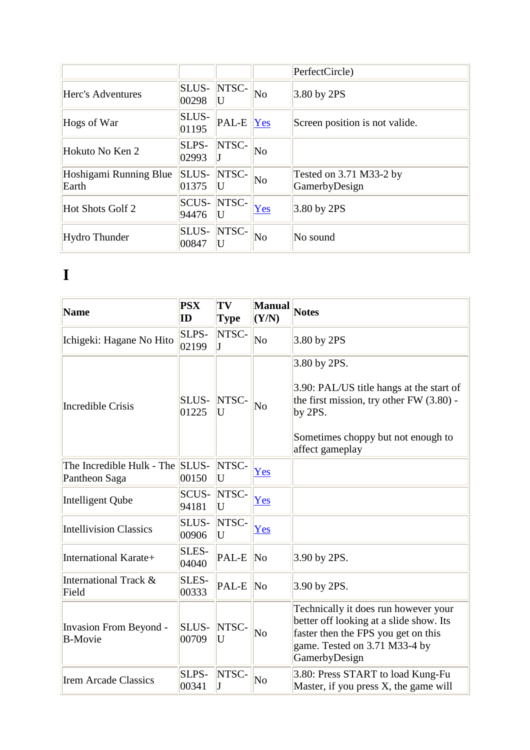| | | | | PerfectCircle) |
|---|---|---|---|---|
| Herc's Adventures | SLUS-00298 | NTSC-U | No | 3.80 by 2PS |
| Hogs of War | SLUS-01195 | PAL-E | Yes | Screen position is not valide. |
| Hokuto No Ken 2 | SLPS-02993 | NTSC-J | No | |
| Hoshigami Running Blue Earth | SLUS-01375 | NTSC-U | No | Tested on 3.71 M33-2 by GamerbyDesign |
| Hot Shots Golf 2 | SCUS-94476 | NTSC-U | Yes | 3.80 by 2PS |
| Hydro Thunder | SLUS-00847 | NTSC-U | No | No sound |

# I

| Name | PSX ID | TV Type | Manual (Y/N) | Notes |
|---|---|---|---|---|
| Ichigeki: Hagane No Hito | SLPS-02199 | NTSC-J | No | 3.80 by 2PS |
| Incredible Crisis | SLUS-01225 | NTSC-U | No | 3.80 by 2PS.<br><br>3.90: PAL/US title hangs at the start of the first mission, try other FW (3.80) - by 2PS.<br><br>Sometimes choppy but not enough to affect gameplay |
| The Incredible Hulk - The Pantheon Saga | SLUS-00150 | NTSC-U | Yes | |
| Intelligent Qube | SCUS-94181 | NTSC-U | Yes | |
| Intellivision Classics | SLUS-00906 | NTSC-U | Yes | |
| International Karate+ | SLES-04040 | PAL-E | No | 3.90 by 2PS. |
| International Track & Field | SLES-00333 | PAL-E | No | 3.90 by 2PS. |
| Invasion From Beyond - B-Movie | SLUS-00709 | NTSC-U | No | Technically it does run however your better off looking at a slide show. Its faster then the FPS you get on this game. Tested on 3.71 M33-4 by GamerbyDesign |
| Irem Arcade Classics | SLPS-00341 | NTSC-J | No | 3.80: Press START to load Kung-Fu Master, if you press X, the game will |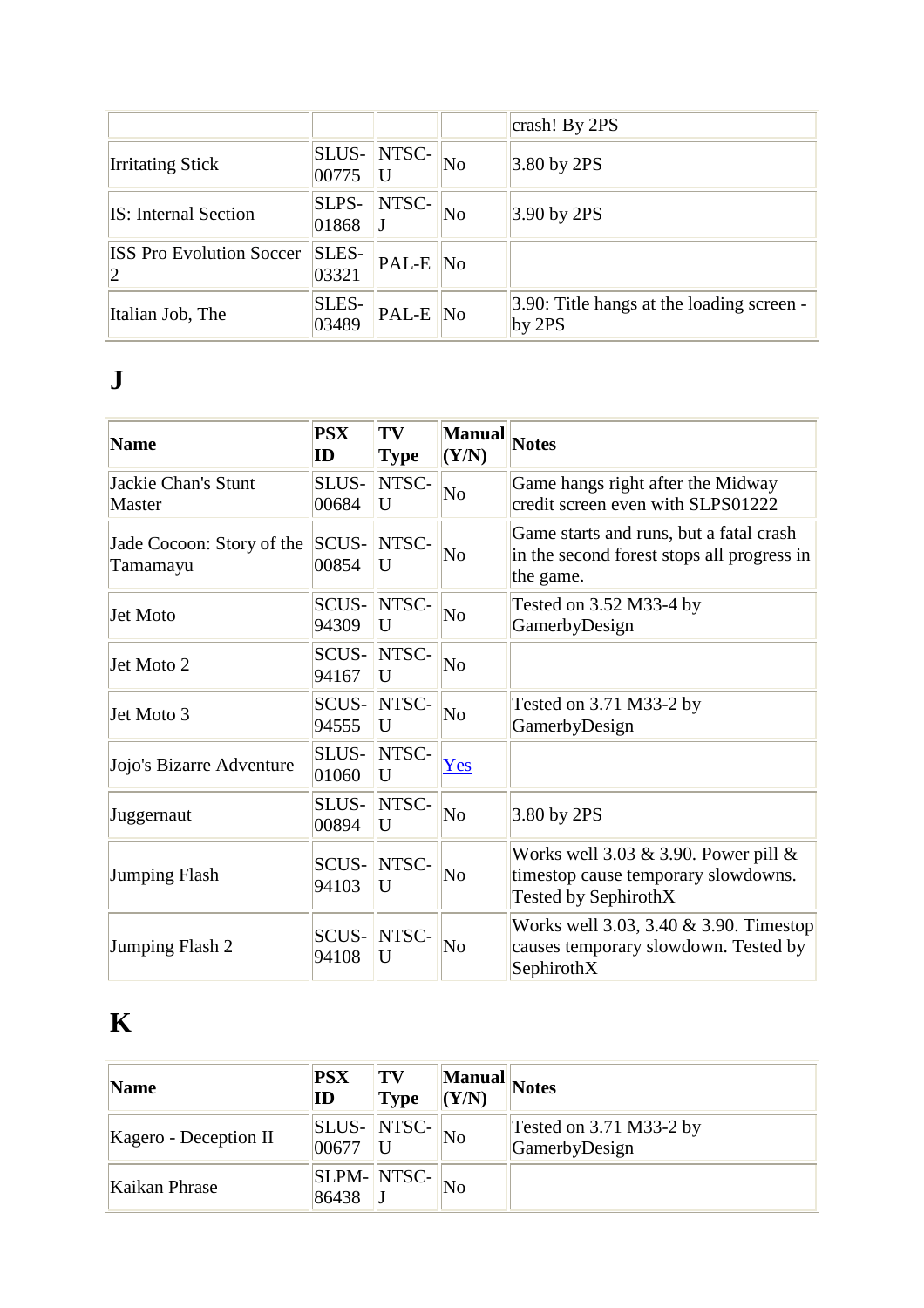| | | | | crash! By 2PS |
|---|---|---|---|---|
| Irritating Stick | SLUS-00775 | NTSC-U | No | 3.80 by 2PS |
| IS: Internal Section | SLPS-01868 | NTSC-J | No | 3.90 by 2PS |
| ISS Pro Evolution Soccer 2 | SLES-03321 | PAL-E | No | |
| Italian Job, The | SLES-03489 | PAL-E | No | 3.90: Title hangs at the loading screen - by 2PS |

# J

| Name | PSX ID | TV Type | Manual (Y/N) | Notes |
|---|---|---|---|---|
| Jackie Chan's Stunt Master | SLUS-00684 | NTSC-U | No | Game hangs right after the Midway credit screen even with SLPS01222 |
| Jade Cocoon: Story of the Tamamayu | SCUS-00854 | NTSC-U | No | Game starts and runs, but a fatal crash in the second forest stops all progress in the game. |
| Jet Moto | SCUS-94309 | NTSC-U | No | Tested on 3.52 M33-4 by GamerbyDesign |
| Jet Moto 2 | SCUS-94167 | NTSC-U | No | |
| Jet Moto 3 | SCUS-94555 | NTSC-U | No | Tested on 3.71 M33-2 by GamerbyDesign |
| Jojo's Bizarre Adventure | SLUS-01060 | NTSC-U | Yes | |
| Juggernaut | SLUS-00894 | NTSC-U | No | 3.80 by 2PS |
| Jumping Flash | SCUS-94103 | NTSC-U | No | Works well 3.03 & 3.90. Power pill & timestop cause temporary slowdowns. Tested by SephirothX |
| Jumping Flash 2 | SCUS-94108 | NTSC-U | No | Works well 3.03, 3.40 & 3.90. Timestop causes temporary slowdown. Tested by SephirothX |

# K

| Name | PSX ID | TV Type | Manual (Y/N) | Notes |
|---|---|---|---|---|
| Kagero - Deception II | SLUS-00677 | NTSC-U | No | Tested on 3.71 M33-2 by GamerbyDesign |
| Kaikan Phrase | SLPM-86438 | NTSC-J | No | |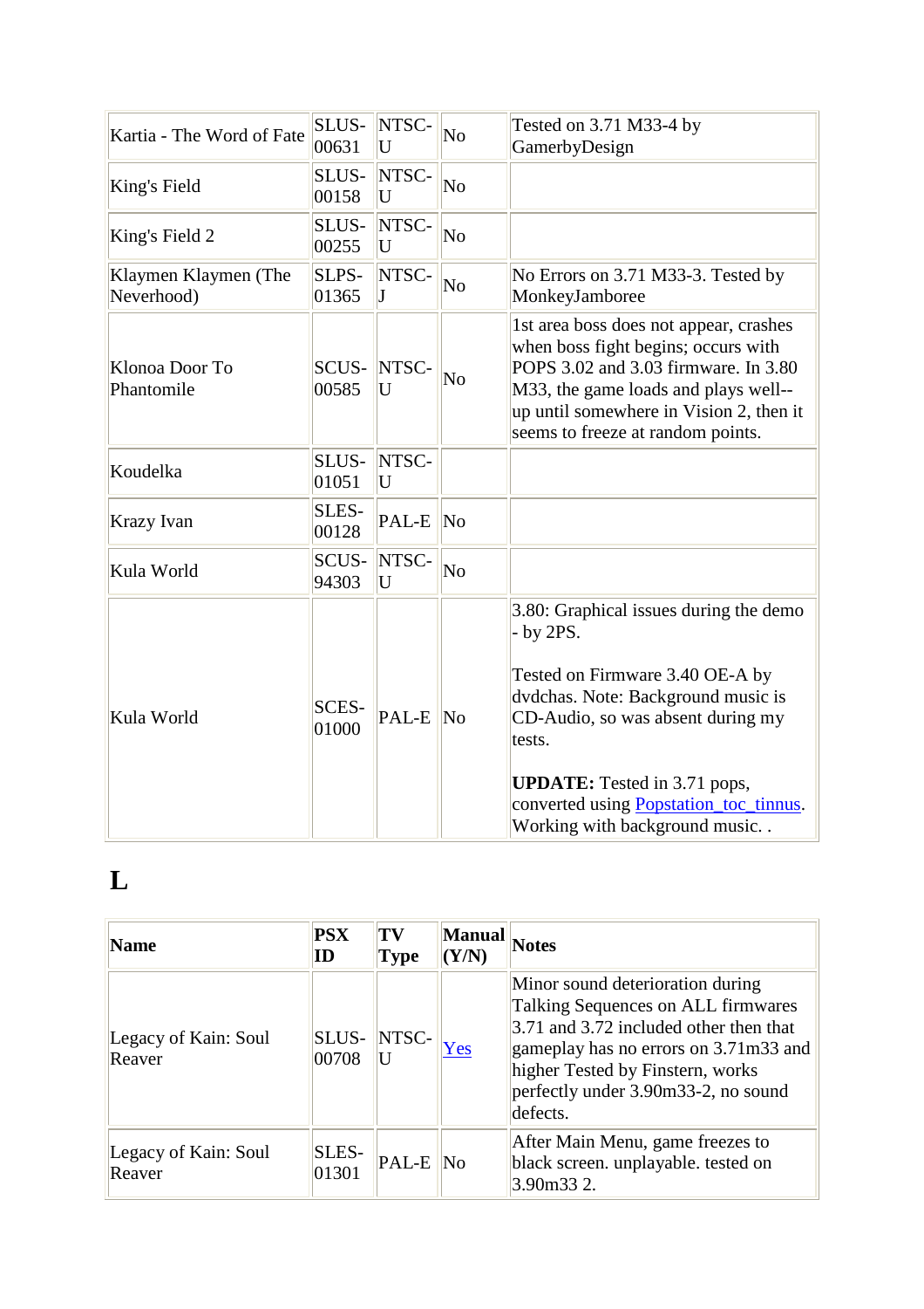| Kartia - The Word of Fate | SLUS-00631 | NTSC-U | No | Tested on 3.71 M33-4 by GamerbyDesign |
|---|---|---|---|---|
| King's Field | SLUS-00158 | NTSC-U | No | |
| King's Field 2 | SLUS-00255 | NTSC-U | No | |
| Klaymen Klaymen (The Neverhood) | SLPS-01365 | NTSC-J | No | No Errors on 3.71 M33-3. Tested by MonkeyJamboree |
| Klonoa Door To Phantomile | SCUS-00585 | NTSC-U | No | 1st area boss does not appear, crashes when boss fight begins; occurs with POPS 3.02 and 3.03 firmware. In 3.80 M33, the game loads and plays well--up until somewhere in Vision 2, then it seems to freeze at random points. |
| Koudelka | SLUS-01051 | NTSC-U | | |
| Krazy Ivan | SLES-00128 | PAL-E | No | |
| Kula World | SCUS-94303 | NTSC-U | No | |
| Kula World | SCES-01000 | PAL-E | No | 3.80: Graphical issues during the demo - by 2PS.<br><br>Tested on Firmware 3.40 OE-A by dvdchas. Note: Background music is CD-Audio, so was absent during my tests.<br><br>**UPDATE:** Tested in 3.71 pops, converted using Popstation_toc_tinnus. Working with background music. . |

# L

| Name | PSX ID | TV Type | Manual (Y/N) | Notes |
|---|---|---|---|---|
| Legacy of Kain: Soul Reaver | SLUS-00708 | NTSC-U | Yes | Minor sound deterioration during Talking Sequences on ALL firmwares 3.71 and 3.72 included other then that gameplay has no errors on 3.71m33 and higher Tested by Finstern, works perfectly under 3.90m33-2, no sound defects. |
| Legacy of Kain: Soul Reaver | SLES-01301 | PAL-E | No | After Main Menu, game freezes to black screen. unplayable. tested on 3.90m33 2. |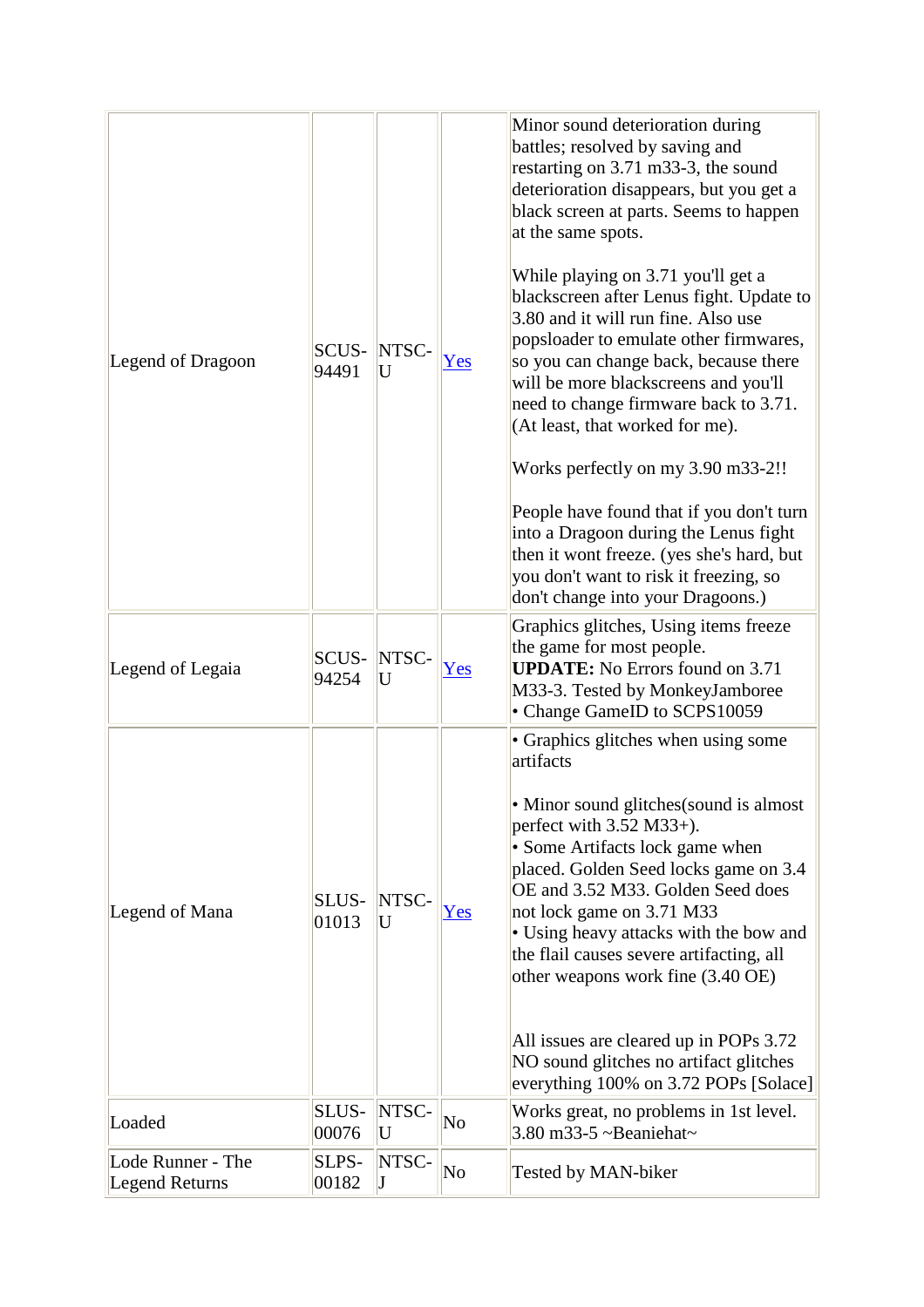| Legend of Dragoon | SCUS-94491 | NTSC-U | Yes | Minor sound deterioration during battles; resolved by saving and restarting on 3.71 m33-3, the sound deterioration disappears, but you get a black screen at parts. Seems to happen at the same spots.<br><br>While playing on 3.71 you'll get a blackscreen after Lenus fight. Update to 3.80 and it will run fine. Also use popsloader to emulate other firmwares, so you can change back, because there will be more blackscreens and you'll need to change firmware back to 3.71. (At least, that worked for me).<br><br>Works perfectly on my 3.90 m33-2!!<br><br>People have found that if you don't turn into a Dragoon during the Lenus fight then it wont freeze. (yes she's hard, but you don't want to risk it freezing, so don't change into your Dragoons.) |
|---|---|---|---|---|
| Legend of Legaia | SCUS-94254 | NTSC-U | Yes | Graphics glitches, Using items freeze the game for most people.<br>**UPDATE:** No Errors found on 3.71 M33-3. Tested by MonkeyJamboree<br>• Change GameID to SCPS10059 |
| Legend of Mana | SLUS-01013 | NTSC-U | Yes | • Graphics glitches when using some artifacts<br><br>• Minor sound glitches(sound is almost perfect with 3.52 M33+).<br>• Some Artifacts lock game when placed. Golden Seed locks game on 3.4 OE and 3.52 M33. Golden Seed does not lock game on 3.71 M33<br>• Using heavy attacks with the bow and the flail causes severe artifacting, all other weapons work fine (3.40 OE)<br><br>All issues are cleared up in POPs 3.72 NO sound glitches no artifact glitches everything 100% on 3.72 POPs [Solace] |
| Loaded | SLUS-00076 | NTSC-U | No | Works great, no problems in 1st level. 3.80 m33-5 ~Beaniehat~ |
| Lode Runner - The Legend Returns | SLPS-00182 | NTSC-J | No | Tested by MAN-biker |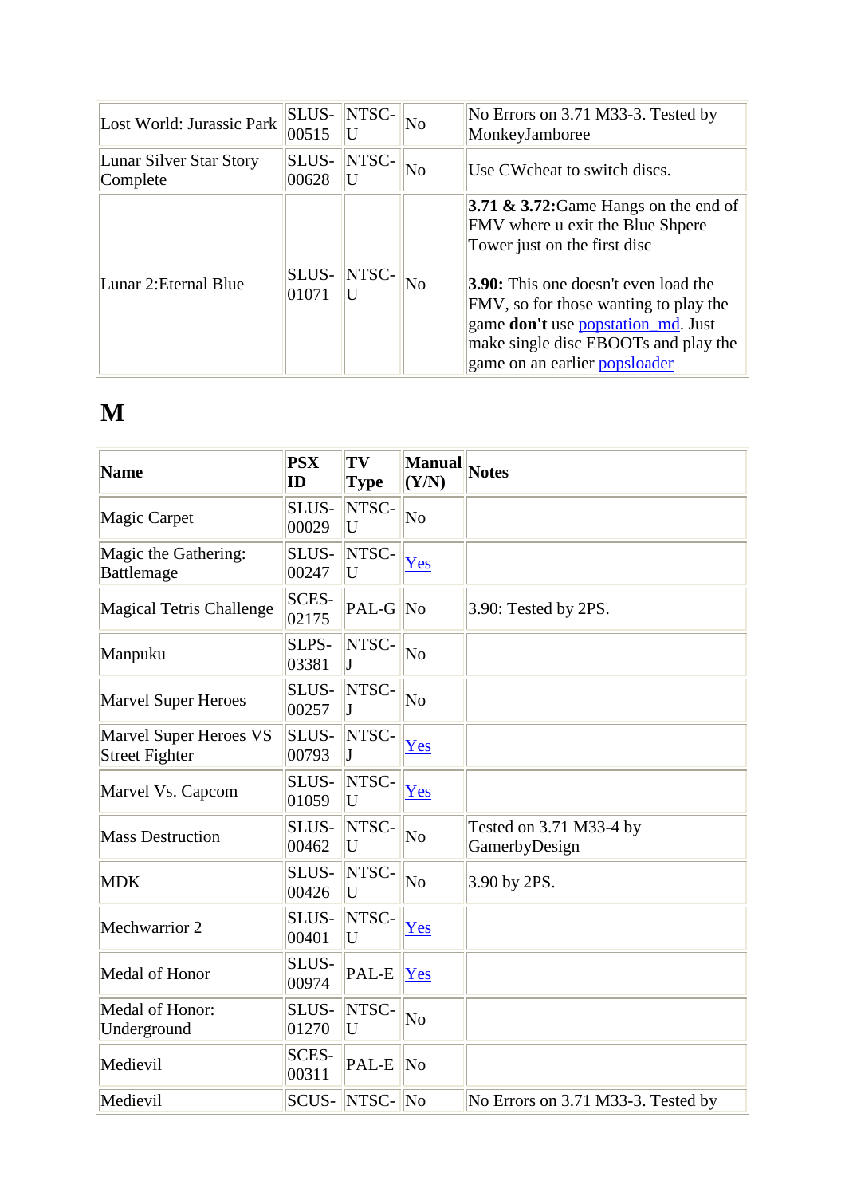| | | | | |
|---|---|---|---|---|
| Lost World: Jurassic Park | SLUS-00515 | NTSC-U | No | No Errors on 3.71 M33-3. Tested by MonkeyJamboree |
| Lunar Silver Star Story Complete | SLUS-00628 | NTSC-U | No | Use CWcheat to switch discs. |
| Lunar 2:Eternal Blue | SLUS-01071 | NTSC-U | No | **3.71 & 3.72:**Game Hangs on the end of FMV where u exit the Blue Shpere Tower just on the first disc<br><br>**3.90:** This one doesn't even load the FMV, so for those wanting to play the game **don't** use popstation_md. Just make single disc EBOOTs and play the game on an earlier popsloader |

# M

| Name | PSX ID | TV Type | Manual (Y/N) | Notes |
|---|---|---|---|---|
| Magic Carpet | SLUS-00029 | NTSC-U | No | |
| Magic the Gathering: Battlemage | SLUS-00247 | NTSC-U | Yes | |
| Magical Tetris Challenge | SCES-02175 | PAL-G | No | 3.90: Tested by 2PS. |
| Manpuku | SLPS-03381 | NTSC-J | No | |
| Marvel Super Heroes | SLUS-00257 | NTSC-J | No | |
| Marvel Super Heroes VS Street Fighter | SLUS-00793 | NTSC-J | Yes | |
| Marvel Vs. Capcom | SLUS-01059 | NTSC-U | Yes | |
| Mass Destruction | SLUS-00462 | NTSC-U | No | Tested on 3.71 M33-4 by GamerbyDesign |
| MDK | SLUS-00426 | NTSC-U | No | 3.90 by 2PS. |
| Mechwarrior 2 | SLUS-00401 | NTSC-U | Yes | |
| Medal of Honor | SLUS-00974 | PAL-E | Yes | |
| Medal of Honor: Underground | SLUS-01270 | NTSC-U | No | |
| Medievil | SCES-00311 | PAL-E | No | |
| Medievil | SCUS- | NTSC- | No | No Errors on 3.71 M33-3. Tested by |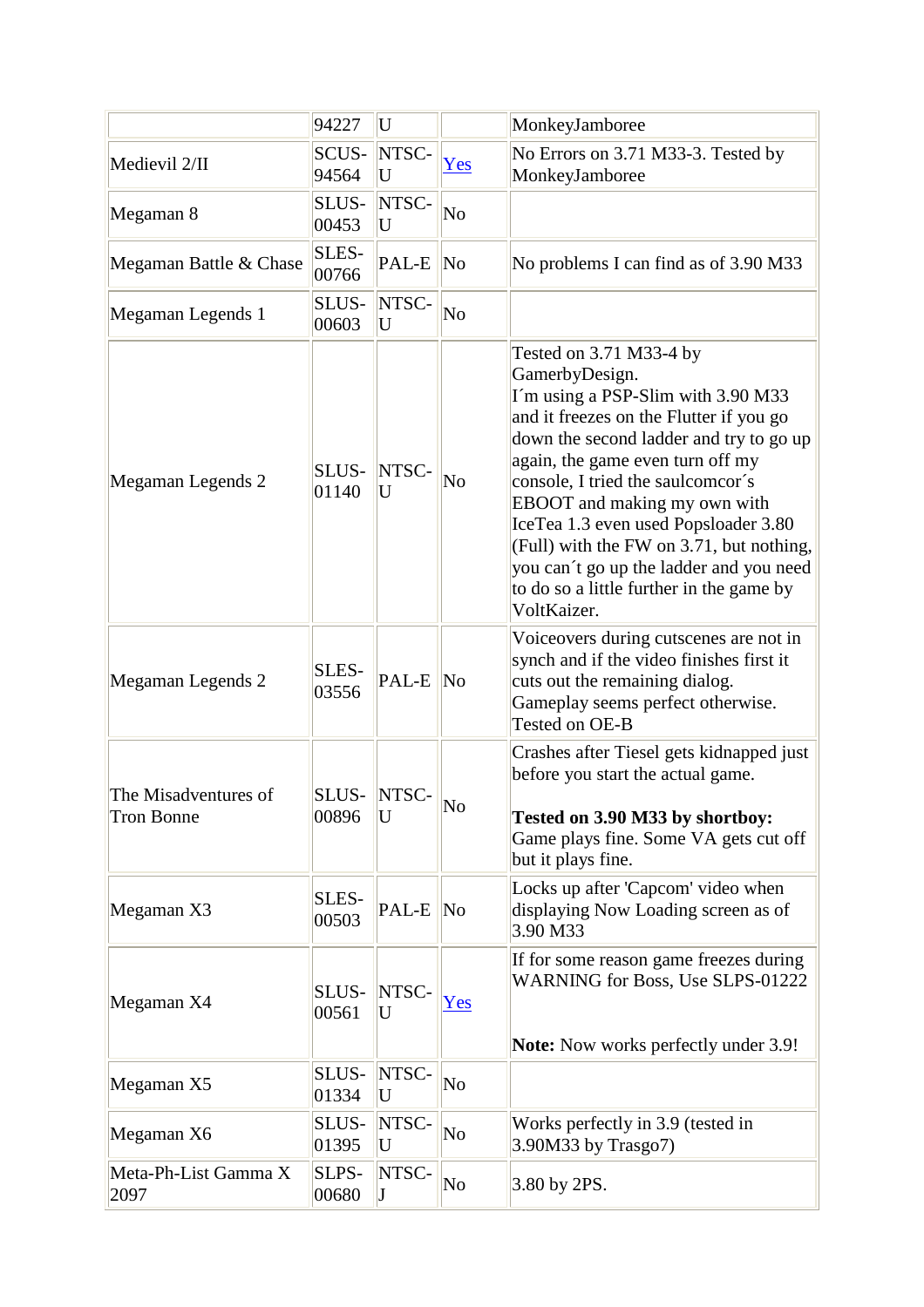|  | 94227 | U |  | MonkeyJamboree |
|---|---|---|---|---|
| Medievil 2/II | SCUS-94564 | NTSC-U | Yes | No Errors on 3.71 M33-3. Tested by MonkeyJamboree |
| Megaman 8 | SLUS-00453 | NTSC-U | No |  |
| Megaman Battle & Chase | SLES-00766 | PAL-E | No | No problems I can find as of 3.90 M33 |
| Megaman Legends 1 | SLUS-00603 | NTSC-U | No |  |
| Megaman Legends 2 | SLUS-01140 | NTSC-U | No | Tested on 3.71 M33-4 by GamerbyDesign. I´m using a PSP-Slim with 3.90 M33 and it freezes on the Flutter if you go down the second ladder and try to go up again, the game even turn off my console, I tried the saulcomcor´s EBOOT and making my own with IceTea 1.3 even used Popsloader 3.80 (Full) with the FW on 3.71, but nothing, you can´t go up the ladder and you need to do so a little further in the game by VoltKaizer. |
| Megaman Legends 2 | SLES-03556 | PAL-E | No | Voiceovers during cutscenes are not in synch and if the video finishes first it cuts out the remaining dialog. Gameplay seems perfect otherwise. Tested on OE-B |
| The Misadventures of Tron Bonne | SLUS-00896 | NTSC-U | No | Crashes after Tiesel gets kidnapped just before you start the actual game.<br><br>**Tested on 3.90 M33 by shortboy:** Game plays fine. Some VA gets cut off but it plays fine. |
| Megaman X3 | SLES-00503 | PAL-E | No | Locks up after 'Capcom' video when displaying Now Loading screen as of 3.90 M33 |
| Megaman X4 | SLUS-00561 | NTSC-U | Yes | If for some reason game freezes during WARNING for Boss, Use SLPS-01222<br><br>**Note:** Now works perfectly under 3.9! |
| Megaman X5 | SLUS-01334 | NTSC-U | No |  |
| Megaman X6 | SLUS-01395 | NTSC-U | No | Works perfectly in 3.9 (tested in 3.90M33 by Trasgo7) |
| Meta-Ph-List Gamma X 2097 | SLPS-00680 | NTSC-J | No | 3.80 by 2PS. |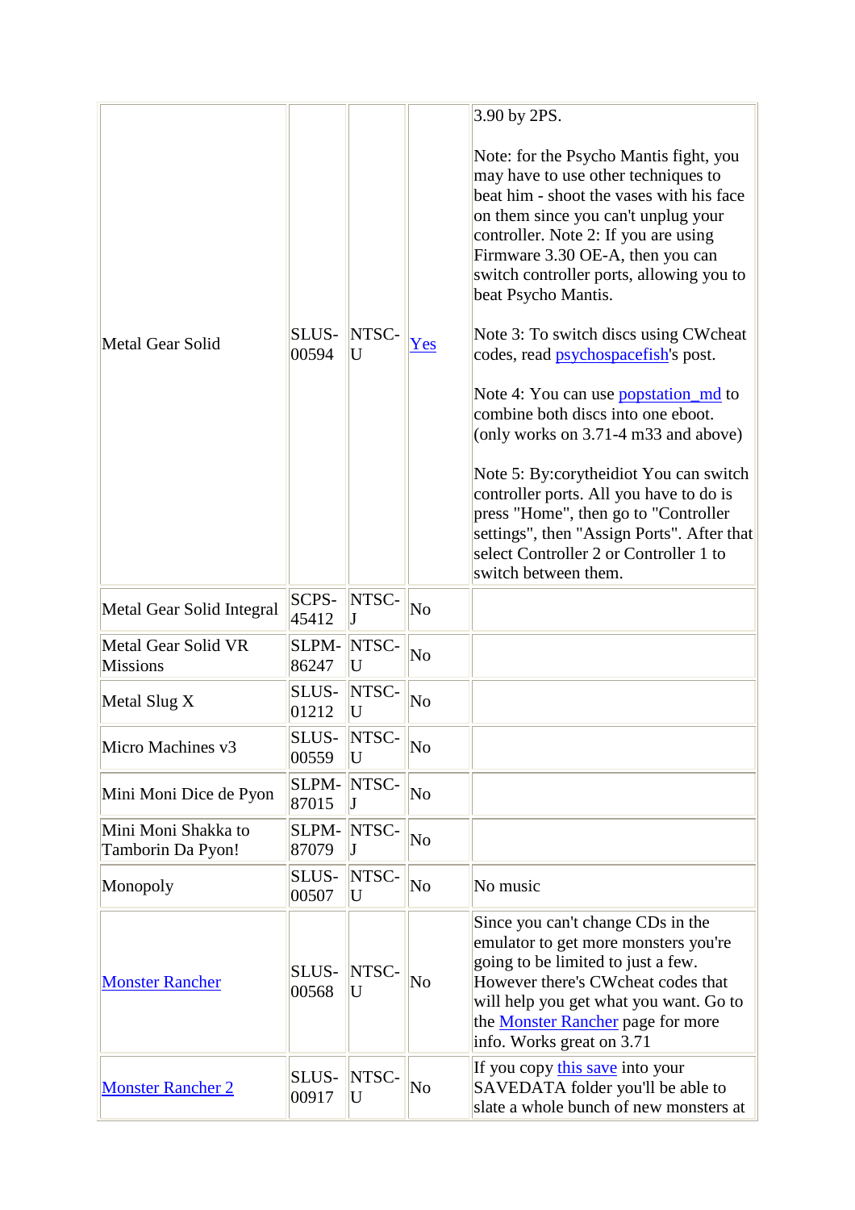| | | | | |
|---|---|---|---|---|
| Metal Gear Solid | SLUS-00594 | NTSC-U | Yes | 3.90 by 2PS.<br><br>Note: for the Psycho Mantis fight, you may have to use other techniques to beat him - shoot the vases with his face on them since you can't unplug your controller. Note 2: If you are using Firmware 3.30 OE-A, then you can switch controller ports, allowing you to beat Psycho Mantis.<br><br>Note 3: To switch discs using CWcheat codes, read psychospacefish's post.<br><br>Note 4: You can use popstation_md to combine both discs into one eboot. (only works on 3.71-4 m33 and above)<br><br>Note 5: By:corytheidiot You can switch controller ports. All you have to do is press "Home", then go to "Controller settings", then "Assign Ports". After that select Controller 2 or Controller 1 to switch between them. |
| Metal Gear Solid Integral | SCPS-45412 | NTSC-J | No | |
| Metal Gear Solid VR Missions | SLPM-86247 | NTSC-U | No | |
| Metal Slug X | SLUS-01212 | NTSC-U | No | |
| Micro Machines v3 | SLUS-00559 | NTSC-U | No | |
| Mini Moni Dice de Pyon | SLPM-87015 | NTSC-J | No | |
| Mini Moni Shakka to Tamborin Da Pyon! | SLPM-87079 | NTSC-J | No | |
| Monopoly | SLUS-00507 | NTSC-U | No | No music |
| Monster Rancher | SLUS-00568 | NTSC-U | No | Since you can't change CDs in the emulator to get more monsters you're going to be limited to just a few. However there's CWcheat codes that will help you get what you want. Go to the Monster Rancher page for more info. Works great on 3.71 |
| Monster Rancher 2 | SLUS-00917 | NTSC-U | No | If you copy this save into your SAVEDATA folder you'll be able to slate a whole bunch of new monsters at |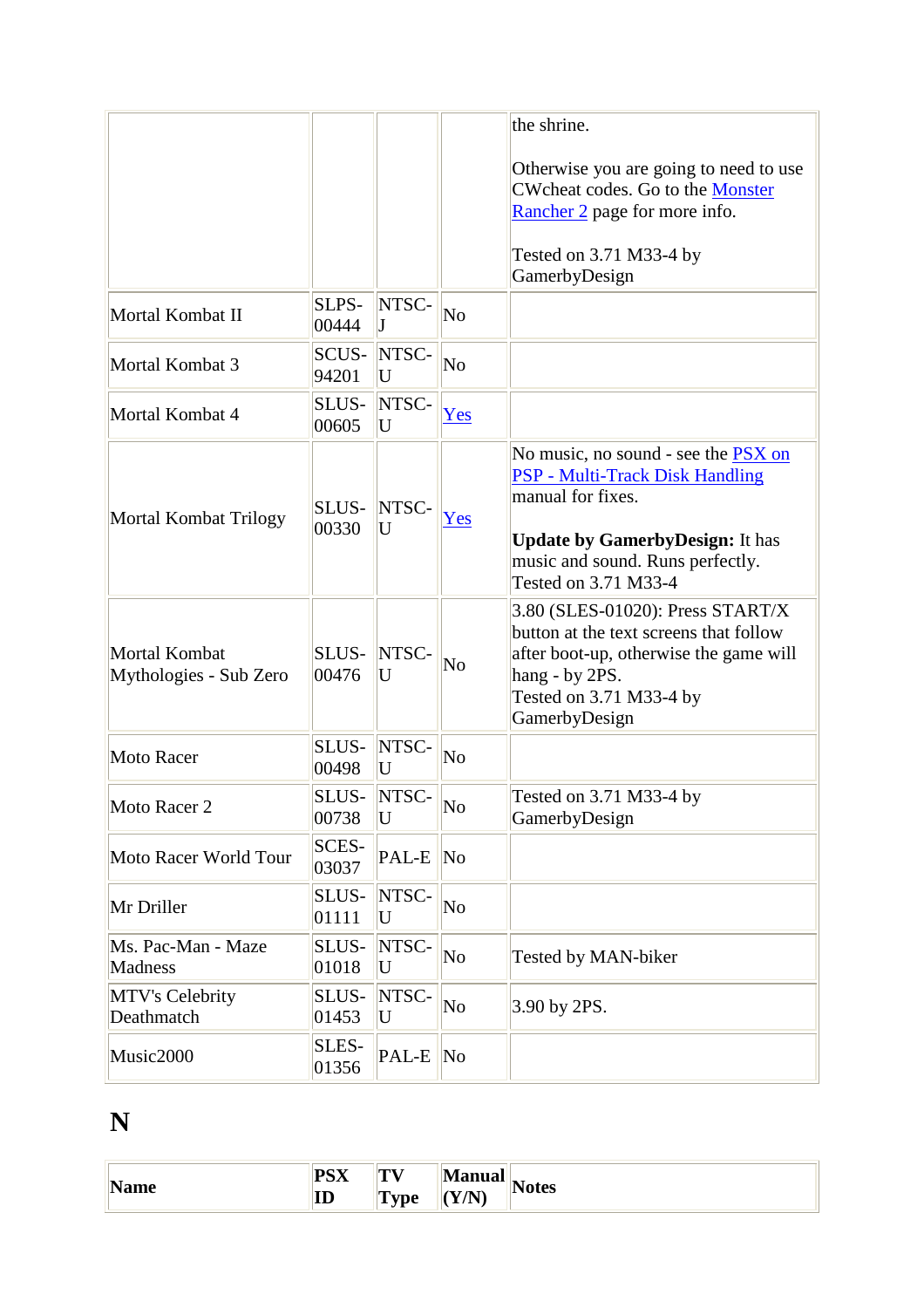| | | | | |
|---|---|---|---|---|
| | | | | the shrine.<br><br>Otherwise you are going to need to use CWcheat codes. Go to the Monster Rancher 2 page for more info.<br><br>Tested on 3.71 M33-4 by GamerbyDesign |
| Mortal Kombat II | SLPS-00444 | NTSC-J | No | |
| Mortal Kombat 3 | SCUS-94201 | NTSC-U | No | |
| Mortal Kombat 4 | SLUS-00605 | NTSC-U | Yes | |
| Mortal Kombat Trilogy | SLUS-00330 | NTSC-U | Yes | No music, no sound - see the PSX on PSP - Multi-Track Disk Handling manual for fixes.<br><br>**Update by GamerbyDesign:** It has music and sound. Runs perfectly. Tested on 3.71 M33-4 |
| Mortal Kombat Mythologies - Sub Zero | SLUS-00476 | NTSC-U | No | 3.80 (SLES-01020): Press START/X button at the text screens that follow after boot-up, otherwise the game will hang - by 2PS.<br>Tested on 3.71 M33-4 by GamerbyDesign |
| Moto Racer | SLUS-00498 | NTSC-U | No | |
| Moto Racer 2 | SLUS-00738 | NTSC-U | No | Tested on 3.71 M33-4 by GamerbyDesign |
| Moto Racer World Tour | SCES-03037 | PAL-E | No | |
| Mr Driller | SLUS-01111 | NTSC-U | No | |
| Ms. Pac-Man - Maze Madness | SLUS-01018 | NTSC-U | No | Tested by MAN-biker |
| MTV's Celebrity Deathmatch | SLUS-01453 | NTSC-U | No | 3.90 by 2PS. |
| Music2000 | SLES-01356 | PAL-E | No | |

# N

| Name | PSX ID | TV Type | Manual (Y/N) | Notes |
|---|---|---|---|---|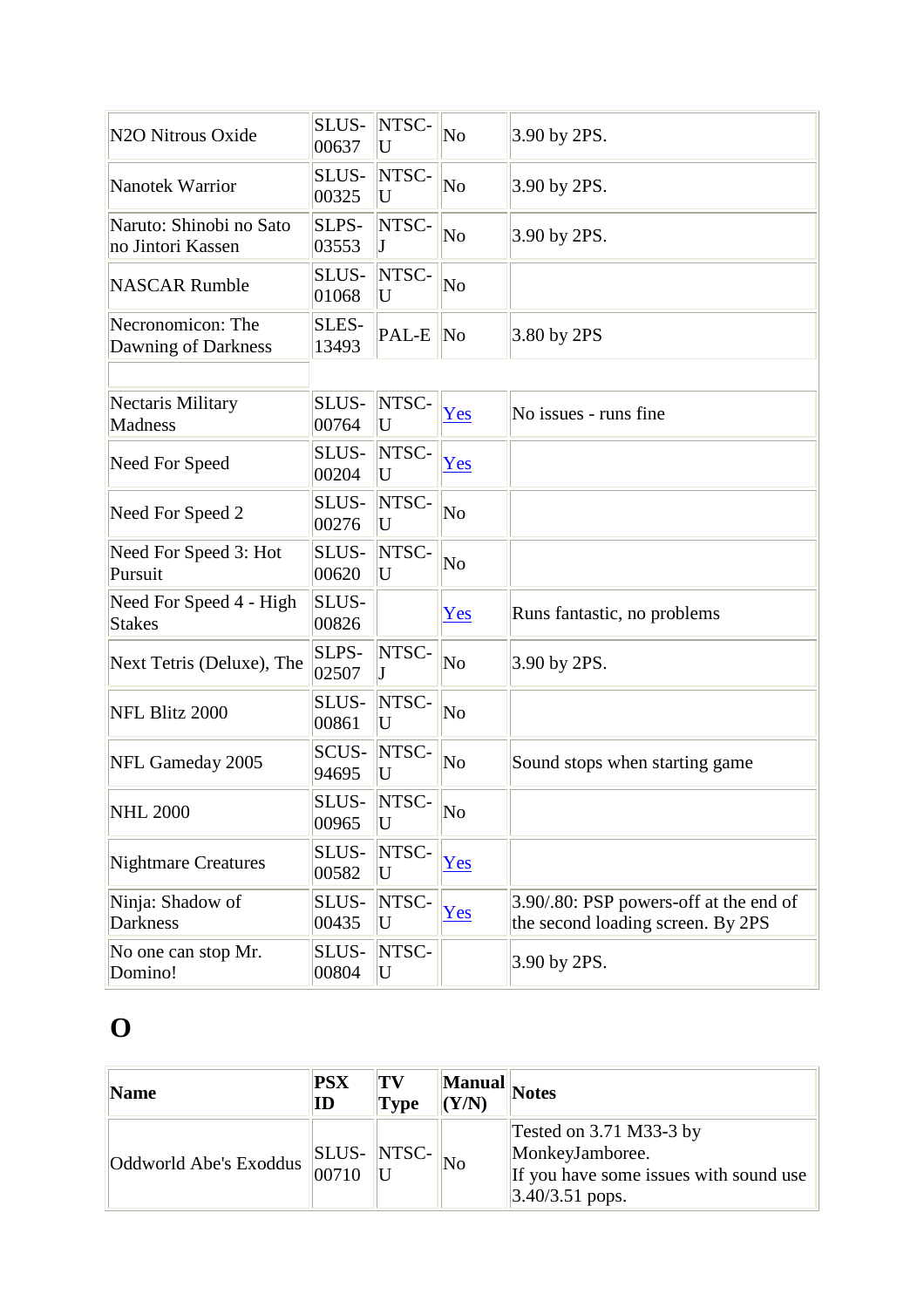| | | | | |
|---|---|---|---|---|
| N2O Nitrous Oxide | SLUS-00637 | NTSC-U | No | 3.90 by 2PS. |
| Nanotek Warrior | SLUS-00325 | NTSC-U | No | 3.90 by 2PS. |
| Naruto: Shinobi no Sato no Jintori Kassen | SLPS-03553 | NTSC-J | No | 3.90 by 2PS. |
| NASCAR Rumble | SLUS-01068 | NTSC-U | No | |
| Necronomicon: The Dawning of Darkness | SLES-13493 | PAL-E | No | 3.80 by 2PS |
| | | | | |
| Nectaris Military Madness | SLUS-00764 | NTSC-U | Yes | No issues - runs fine |
| Need For Speed | SLUS-00204 | NTSC-U | Yes | |
| Need For Speed 2 | SLUS-00276 | NTSC-U | No | |
| Need For Speed 3: Hot Pursuit | SLUS-00620 | NTSC-U | No | |
| Need For Speed 4 - High Stakes | SLUS-00826 | | Yes | Runs fantastic, no problems |
| Next Tetris (Deluxe), The | SLPS-02507 | NTSC-J | No | 3.90 by 2PS. |
| NFL Blitz 2000 | SLUS-00861 | NTSC-U | No | |
| NFL Gameday 2005 | SCUS-94695 | NTSC-U | No | Sound stops when starting game |
| NHL 2000 | SLUS-00965 | NTSC-U | No | |
| Nightmare Creatures | SLUS-00582 | NTSC-U | Yes | |
| Ninja: Shadow of Darkness | SLUS-00435 | NTSC-U | Yes | 3.90/.80: PSP powers-off at the end of the second loading screen. By 2PS |
| No one can stop Mr. Domino! | SLUS-00804 | NTSC-U | | 3.90 by 2PS. |

# O

| Name | PSX ID | TV Type | Manual (Y/N) | Notes |
|---|---|---|---|---|
| Oddworld Abe's Exoddus | SLUS-00710 | NTSC-U | No | Tested on 3.71 M33-3 by MonkeyJamboree.<br>If you have some issues with sound use 3.40/3.51 pops. |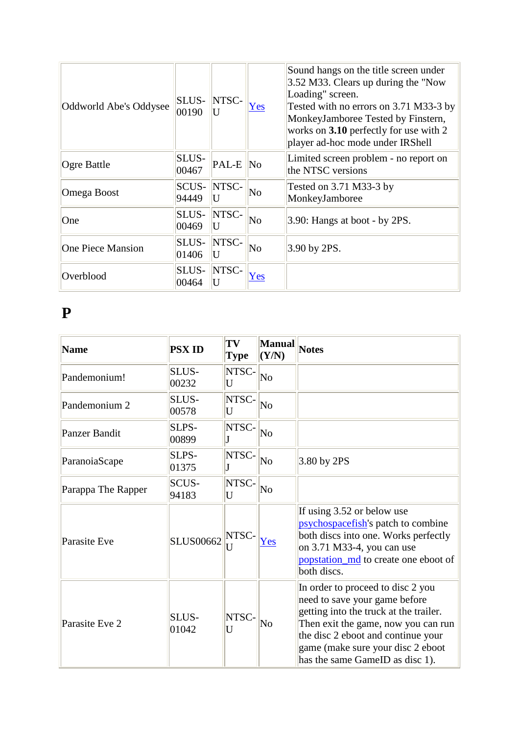| | | | | |
|---|---|---|---|---|
| Oddworld Abe's Oddysee | SLUS-00190 | NTSC-U | Yes | Sound hangs on the title screen under 3.52 M33. Clears up during the "Now Loading" screen.<br>Tested with no errors on 3.71 M33-3 by MonkeyJamboree Tested by Finstern, works on **3.10** perfectly for use with 2 player ad-hoc mode under IRShell |
| Ogre Battle | SLUS-00467 | PAL-E | No | Limited screen problem - no report on the NTSC versions |
| Omega Boost | SCUS-94449 | NTSC-U | No | Tested on 3.71 M33-3 by MonkeyJamboree |
| One | SLUS-00469 | NTSC-U | No | 3.90: Hangs at boot - by 2PS. |
| One Piece Mansion | SLUS-01406 | NTSC-U | No | 3.90 by 2PS. |
| Overblood | SLUS-00464 | NTSC-U | Yes | |

# P

| Name | PSX ID | TV Type | Manual (Y/N) | Notes |
|---|---|---|---|---|
| Pandemonium! | SLUS-00232 | NTSC-U | No | |
| Pandemonium 2 | SLUS-00578 | NTSC-U | No | |
| Panzer Bandit | SLPS-00899 | NTSC-J | No | |
| ParanoiaScape | SLPS-01375 | NTSC-J | No | 3.80 by 2PS |
| Parappa The Rapper | SCUS-94183 | NTSC-U | No | |
| Parasite Eve | SLUS00662 | NTSC-U | Yes | If using 3.52 or below use psychospacefish's patch to combine both discs into one. Works perfectly on 3.71 M33-4, you can use popstation_md to create one eboot of both discs. |
| Parasite Eve 2 | SLUS-01042 | NTSC-U | No | In order to proceed to disc 2 you need to save your game before getting into the truck at the trailer. Then exit the game, now you can run the disc 2 eboot and continue your game (make sure your disc 2 eboot has the same GameID as disc 1). |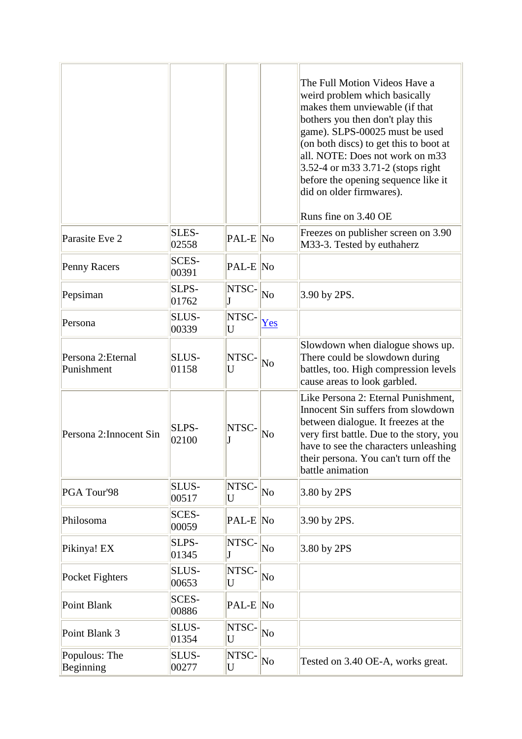| | | | | |
|---|---|---|---|---|
| | | | | The Full Motion Videos Have a weird problem which basically makes them unviewable (if that bothers you then don't play this game). SLPS-00025 must be used (on both discs) to get this to boot at all. NOTE: Does not work on m33 3.52-4 or m33 3.71-2 (stops right before the opening sequence like it did on older firmwares).<br><br>Runs fine on 3.40 OE |
| Parasite Eve 2 | SLES-02558 | PAL-E | No | Freezes on publisher screen on 3.90 M33-3. Tested by euthaherz |
| Penny Racers | SCES-00391 | PAL-E | No | |
| Pepsiman | SLPS-01762 | NTSC-J | No | 3.90 by 2PS. |
| Persona | SLUS-00339 | NTSC-U | Yes | |
| Persona 2:Eternal Punishment | SLUS-01158 | NTSC-U | No | Slowdown when dialogue shows up. There could be slowdown during battles, too. High compression levels cause areas to look garbled. |
| Persona 2:Innocent Sin | SLPS-02100 | NTSC-J | No | Like Persona 2: Eternal Punishment, Innocent Sin suffers from slowdown between dialogue. It freezes at the very first battle. Due to the story, you have to see the characters unleashing their persona. You can't turn off the battle animation |
| PGA Tour'98 | SLUS-00517 | NTSC-U | No | 3.80 by 2PS |
| Philosoma | SCES-00059 | PAL-E | No | 3.90 by 2PS. |
| Pikinya! EX | SLPS-01345 | NTSC-J | No | 3.80 by 2PS |
| Pocket Fighters | SLUS-00653 | NTSC-U | No | |
| Point Blank | SCES-00886 | PAL-E | No | |
| Point Blank 3 | SLUS-01354 | NTSC-U | No | |
| Populous: The Beginning | SLUS-00277 | NTSC-U | No | Tested on 3.40 OE-A, works great. |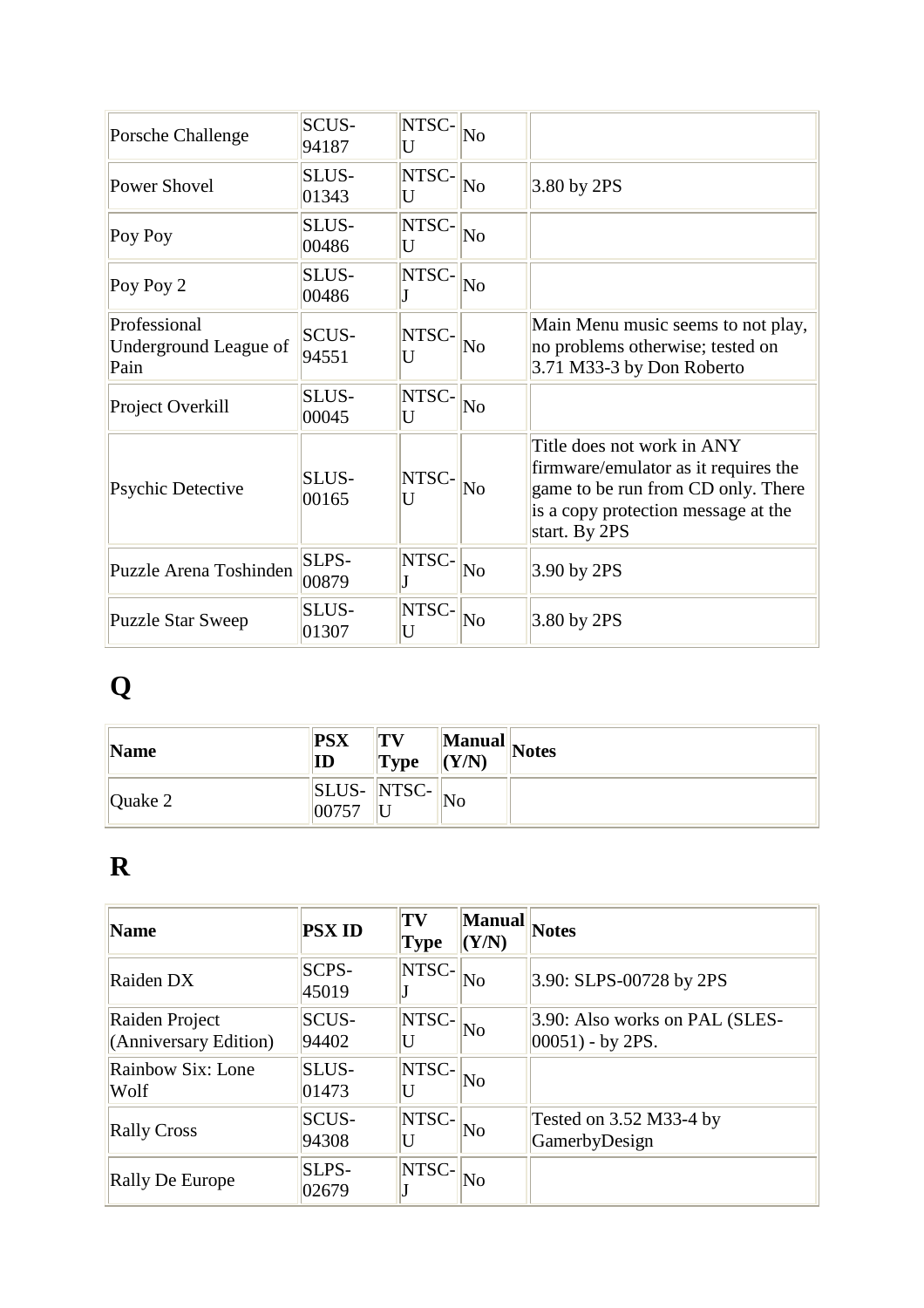| Porsche Challenge | SCUS-94187 | NTSC-U | No | |
|---|---|---|---|---|
| Power Shovel | SLUS-01343 | NTSC-U | No | 3.80 by 2PS |
| Poy Poy | SLUS-00486 | NTSC-U | No | |
| Poy Poy 2 | SLUS-00486 | NTSC-J | No | |
| Professional Underground League of Pain | SCUS-94551 | NTSC-U | No | Main Menu music seems to not play, no problems otherwise; tested on 3.71 M33-3 by Don Roberto |
| Project Overkill | SLUS-00045 | NTSC-U | No | |
| Psychic Detective | SLUS-00165 | NTSC-U | No | Title does not work in ANY firmware/emulator as it requires the game to be run from CD only. There is a copy protection message at the start. By 2PS |
| Puzzle Arena Toshinden | SLPS-00879 | NTSC-J | No | 3.90 by 2PS |
| Puzzle Star Sweep | SLUS-01307 | NTSC-U | No | 3.80 by 2PS |

# Q

| Name | PSX ID | TV Type | Manual (Y/N) | Notes |
|---|---|---|---|---|
| Quake 2 | SLUS-00757 | NTSC-U | No | |

# R

| Name | PSX ID | TV Type | Manual (Y/N) | Notes |
|---|---|---|---|---|
| Raiden DX | SCPS-45019 | NTSC-J | No | 3.90: SLPS-00728 by 2PS |
| Raiden Project (Anniversary Edition) | SCUS-94402 | NTSC-U | No | 3.90: Also works on PAL (SLES-00051) - by 2PS. |
| Rainbow Six: Lone Wolf | SLUS-01473 | NTSC-U | No | |
| Rally Cross | SCUS-94308 | NTSC-U | No | Tested on 3.52 M33-4 by GamerbyDesign |
| Rally De Europe | SLPS-02679 | NTSC-J | No | |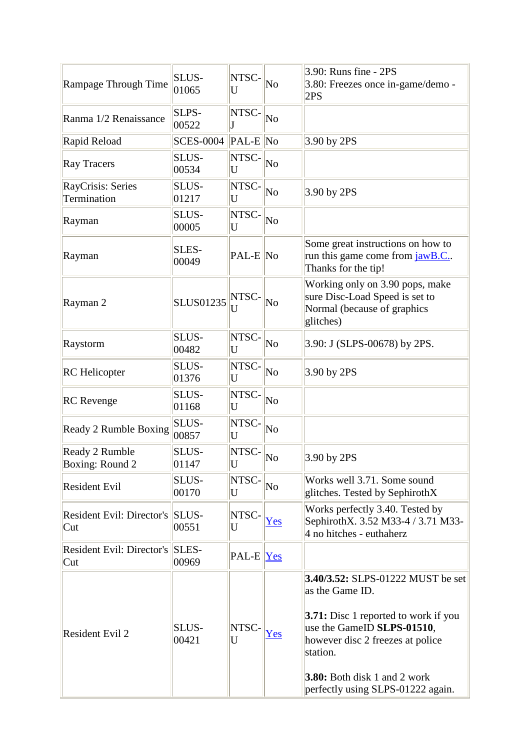| | | | | |
|---|---|---|---|---|
| Rampage Through Time | SLUS-01065 | NTSC-U | No | 3.90: Runs fine - 2PS<br>3.80: Freezes once in-game/demo - 2PS |
| Ranma 1/2 Renaissance | SLPS-00522 | NTSC-J | No | |
| Rapid Reload | SCES-0004 | PAL-E | No | 3.90 by 2PS |
| Ray Tracers | SLUS-00534 | NTSC-U | No | |
| RayCrisis: Series Termination | SLUS-01217 | NTSC-U | No | 3.90 by 2PS |
| Rayman | SLUS-00005 | NTSC-U | No | |
| Rayman | SLES-00049 | PAL-E | No | Some great instructions on how to run this game come from jawB.C.. Thanks for the tip! |
| Rayman 2 | SLUS01235 | NTSC-U | No | Working only on 3.90 pops, make sure Disc-Load Speed is set to Normal (because of graphics glitches) |
| Raystorm | SLUS-00482 | NTSC-U | No | 3.90: J (SLPS-00678) by 2PS. |
| RC Helicopter | SLUS-01376 | NTSC-U | No | 3.90 by 2PS |
| RC Revenge | SLUS-01168 | NTSC-U | No | |
| Ready 2 Rumble Boxing | SLUS-00857 | NTSC-U | No | |
| Ready 2 Rumble Boxing: Round 2 | SLUS-01147 | NTSC-U | No | 3.90 by 2PS |
| Resident Evil | SLUS-00170 | NTSC-U | No | Works well 3.71. Some sound glitches. Tested by SephirothX |
| Resident Evil: Director's Cut | SLUS-00551 | NTSC-U | Yes | Works perfectly 3.40. Tested by SephirothX. 3.52 M33-4 / 3.71 M33-4 no hitches - euthaherz |
| Resident Evil: Director's Cut | SLES-00969 | PAL-E | Yes | |
| Resident Evil 2 | SLUS-00421 | NTSC-U | Yes | **3.40/3.52:** SLPS-01222 MUST be set as the Game ID.<br><br>**3.71:** Disc 1 reported to work if you use the GameID **SLPS-01510**, however disc 2 freezes at police station.<br><br>**3.80:** Both disk 1 and 2 work perfectly using SLPS-01222 again. |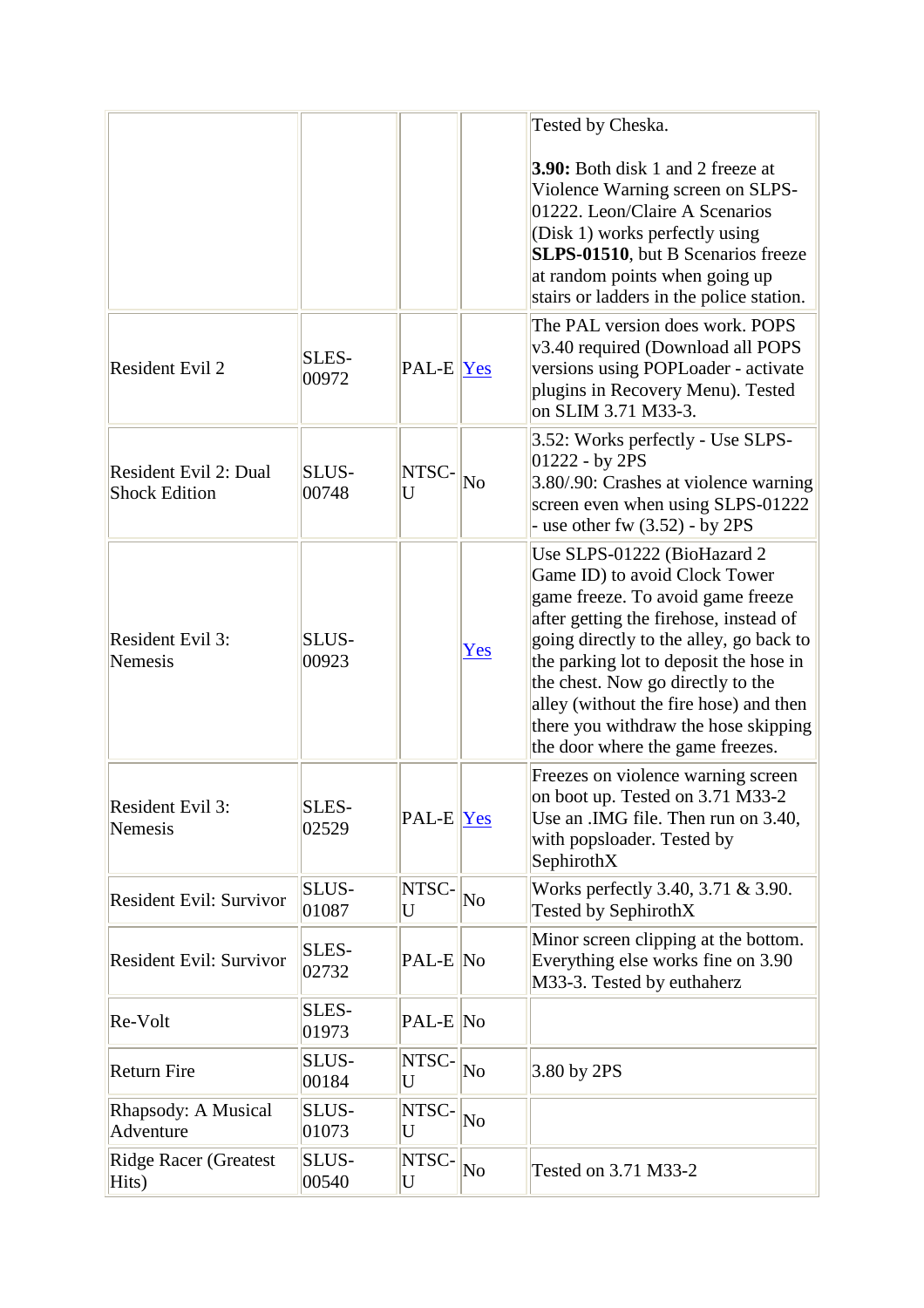| | | | | |
|---|---|---|---|---|
| | | | | Tested by Cheska.<br><br>**3.90:** Both disk 1 and 2 freeze at Violence Warning screen on SLPS-01222. Leon/Claire A Scenarios (Disk 1) works perfectly using **SLPS-01510**, but B Scenarios freeze at random points when going up stairs or ladders in the police station. |
| Resident Evil 2 | SLES-00972 | PAL-E | Yes | The PAL version does work. POPS v3.40 required (Download all POPS versions using POPLoader - activate plugins in Recovery Menu). Tested on SLIM 3.71 M33-3. |
| Resident Evil 2: Dual Shock Edition | SLUS-00748 | NTSC-U | No | 3.52: Works perfectly - Use SLPS-01222 - by 2PS<br>3.80/.90: Crashes at violence warning screen even when using SLPS-01222 - use other fw (3.52) - by 2PS |
| Resident Evil 3: Nemesis | SLUS-00923 | | Yes | Use SLPS-01222 (BioHazard 2 Game ID) to avoid Clock Tower game freeze. To avoid game freeze after getting the firehose, instead of going directly to the alley, go back to the parking lot to deposit the hose in the chest. Now go directly to the alley (without the fire hose) and then there you withdraw the hose skipping the door where the game freezes. |
| Resident Evil 3: Nemesis | SLES-02529 | PAL-E | Yes | Freezes on violence warning screen on boot up. Tested on 3.71 M33-2 Use an .IMG file. Then run on 3.40, with popsloader. Tested by SephirothX |
| Resident Evil: Survivor | SLUS-01087 | NTSC-U | No | Works perfectly 3.40, 3.71 & 3.90. Tested by SephirothX |
| Resident Evil: Survivor | SLES-02732 | PAL-E | No | Minor screen clipping at the bottom. Everything else works fine on 3.90 M33-3. Tested by euthaherz |
| Re-Volt | SLES-01973 | PAL-E | No | |
| Return Fire | SLUS-00184 | NTSC-U | No | 3.80 by 2PS |
| Rhapsody: A Musical Adventure | SLUS-01073 | NTSC-U | No | |
| Ridge Racer (Greatest Hits) | SLUS-00540 | NTSC-U | No | Tested on 3.71 M33-2 |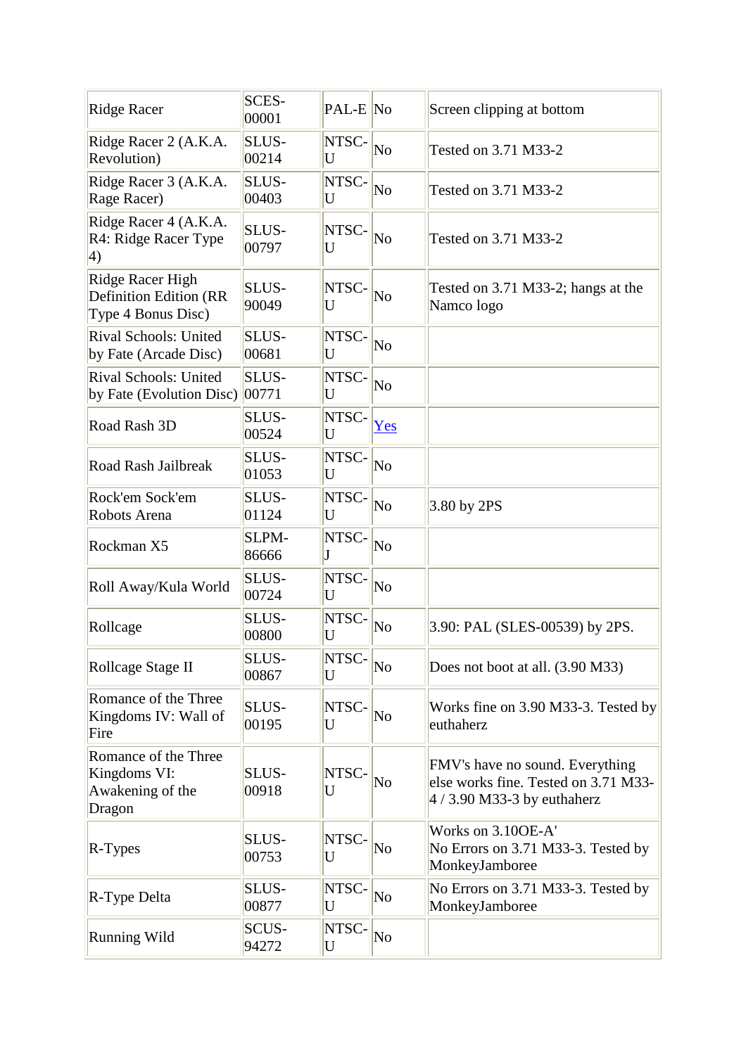| Ridge Racer | SCES-00001 | PAL-E | No | Screen clipping at bottom |
|---|---|---|---|---|
| Ridge Racer 2 (A.K.A. Revolution) | SLUS-00214 | NTSC-U | No | Tested on 3.71 M33-2 |
| Ridge Racer 3 (A.K.A. Rage Racer) | SLUS-00403 | NTSC-U | No | Tested on 3.71 M33-2 |
| Ridge Racer 4 (A.K.A. R4: Ridge Racer Type 4) | SLUS-00797 | NTSC-U | No | Tested on 3.71 M33-2 |
| Ridge Racer High Definition Edition (RR Type 4 Bonus Disc) | SLUS-90049 | NTSC-U | No | Tested on 3.71 M33-2; hangs at the Namco logo |
| Rival Schools: United by Fate (Arcade Disc) | SLUS-00681 | NTSC-U | No | |
| Rival Schools: United by Fate (Evolution Disc) | SLUS-00771 | NTSC-U | No | |
| Road Rash 3D | SLUS-00524 | NTSC-U | Yes | |
| Road Rash Jailbreak | SLUS-01053 | NTSC-U | No | |
| Rock'em Sock'em Robots Arena | SLUS-01124 | NTSC-U | No | 3.80 by 2PS |
| Rockman X5 | SLPM-86666 | NTSC-J | No | |
| Roll Away/Kula World | SLUS-00724 | NTSC-U | No | |
| Rollcage | SLUS-00800 | NTSC-U | No | 3.90: PAL (SLES-00539) by 2PS. |
| Rollcage Stage II | SLUS-00867 | NTSC-U | No | Does not boot at all. (3.90 M33) |
| Romance of the Three Kingdoms IV: Wall of Fire | SLUS-00195 | NTSC-U | No | Works fine on 3.90 M33-3. Tested by euthaherz |
| Romance of the Three Kingdoms VI: Awakening of the Dragon | SLUS-00918 | NTSC-U | No | FMV's have no sound. Everything else works fine. Tested on 3.71 M33-4 / 3.90 M33-3 by euthaherz |
| R-Types | SLUS-00753 | NTSC-U | No | Works on 3.10OE-A'<br>No Errors on 3.71 M33-3. Tested by MonkeyJamboree |
| R-Type Delta | SLUS-00877 | NTSC-U | No | No Errors on 3.71 M33-3. Tested by MonkeyJamboree |
| Running Wild | SCUS-94272 | NTSC-U | No | |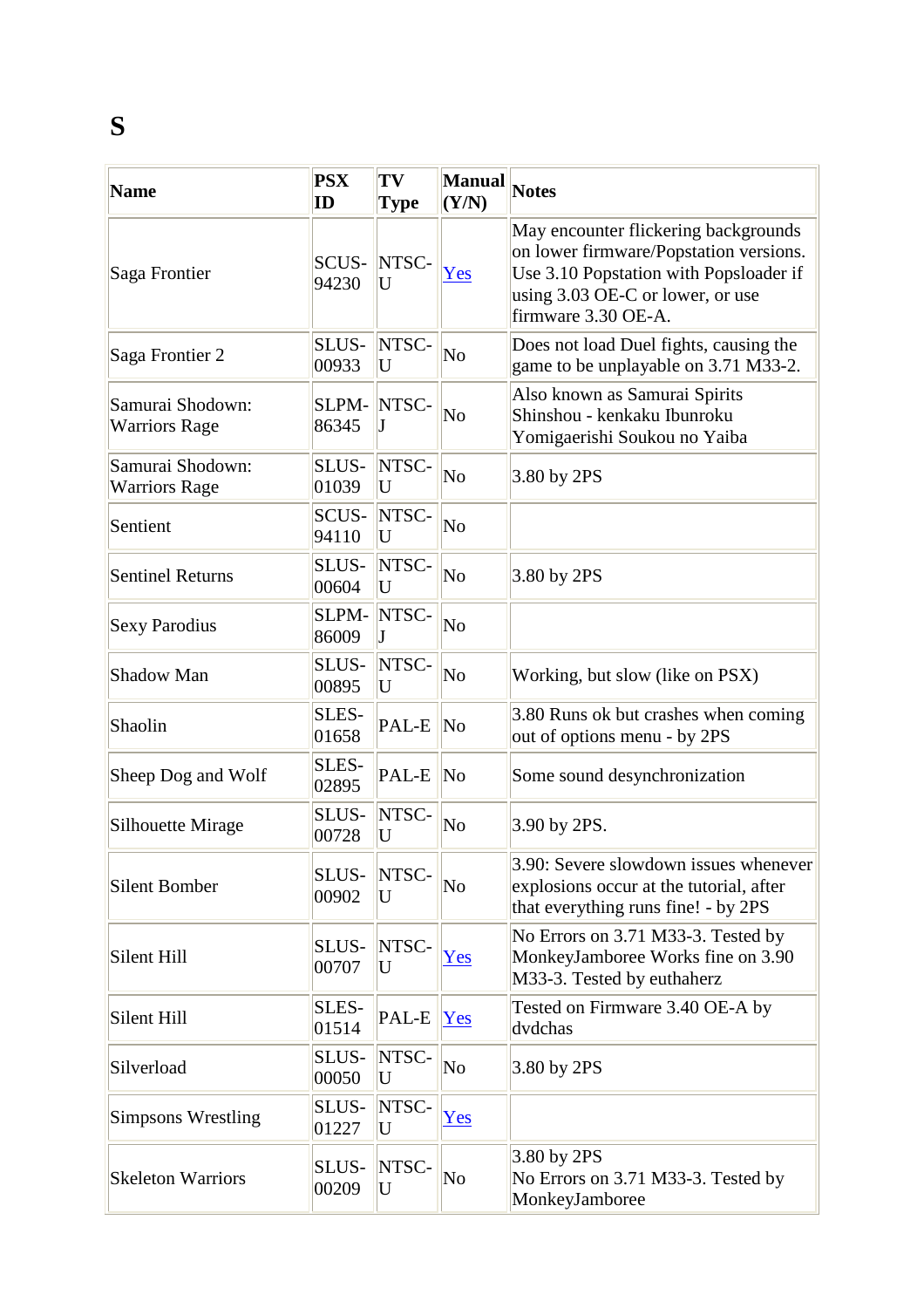# S

| Name | PSX ID | TV Type | Manual (Y/N) | Notes |
|---|---|---|---|---|
| Saga Frontier | SCUS-94230 | NTSC-U | Yes | May encounter flickering backgrounds on lower firmware/Popstation versions. Use 3.10 Popstation with Popsloader if using 3.03 OE-C or lower, or use firmware 3.30 OE-A. |
| Saga Frontier 2 | SLUS-00933 | NTSC-U | No | Does not load Duel fights, causing the game to be unplayable on 3.71 M33-2. |
| Samurai Shodown: Warriors Rage | SLPM-86345 | NTSC-J | No | Also known as Samurai Spirits Shinshou - kenkaku Ibunroku Yomigaerishi Soukou no Yaiba |
| Samurai Shodown: Warriors Rage | SLUS-01039 | NTSC-U | No | 3.80 by 2PS |
| Sentient | SCUS-94110 | NTSC-U | No | |
| Sentinel Returns | SLUS-00604 | NTSC-U | No | 3.80 by 2PS |
| Sexy Parodius | SLPM-86009 | NTSC-J | No | |
| Shadow Man | SLUS-00895 | NTSC-U | No | Working, but slow (like on PSX) |
| Shaolin | SLES-01658 | PAL-E | No | 3.80 Runs ok but crashes when coming out of options menu - by 2PS |
| Sheep Dog and Wolf | SLES-02895 | PAL-E | No | Some sound desynchronization |
| Silhouette Mirage | SLUS-00728 | NTSC-U | No | 3.90 by 2PS. |
| Silent Bomber | SLUS-00902 | NTSC-U | No | 3.90: Severe slowdown issues whenever explosions occur at the tutorial, after that everything runs fine! - by 2PS |
| Silent Hill | SLUS-00707 | NTSC-U | Yes | No Errors on 3.71 M33-3. Tested by MonkeyJamboree Works fine on 3.90 M33-3. Tested by euthaherz |
| Silent Hill | SLES-01514 | PAL-E | Yes | Tested on Firmware 3.40 OE-A by dvdchas |
| Silverload | SLUS-00050 | NTSC-U | No | 3.80 by 2PS |
| Simpsons Wrestling | SLUS-01227 | NTSC-U | Yes | |
| Skeleton Warriors | SLUS-00209 | NTSC-U | No | 3.80 by 2PS<br>No Errors on 3.71 M33-3. Tested by MonkeyJamboree |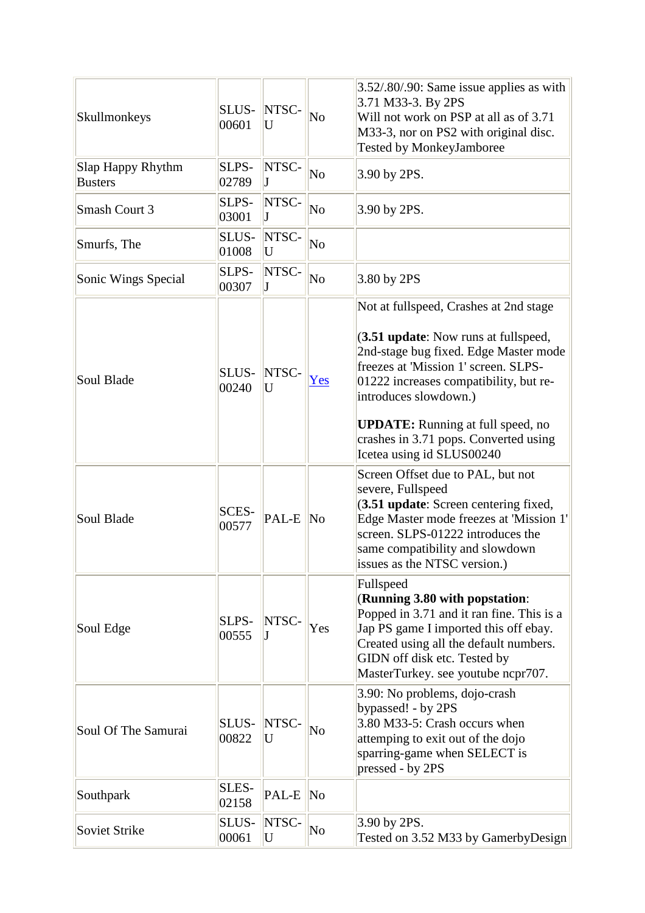| Skullmonkeys | SLUS-00601 | NTSC-U | No | 3.52/.80/.90: Same issue applies as with 3.71 M33-3. By 2PS<br>Will not work on PSP at all as of 3.71 M33-3, nor on PS2 with original disc. Tested by MonkeyJamboree |
|---|---|---|---|---|
| Slap Happy Rhythm Busters | SLPS-02789 | NTSC-J | No | 3.90 by 2PS. |
| Smash Court 3 | SLPS-03001 | NTSC-J | No | 3.90 by 2PS. |
| Smurfs, The | SLUS-01008 | NTSC-U | No | |
| Sonic Wings Special | SLPS-00307 | NTSC-J | No | 3.80 by 2PS |
| Soul Blade | SLUS-00240 | NTSC-U | Yes | Not at fullspeed, Crashes at 2nd stage<br><br>(**3.51 update**: Now runs at fullspeed, 2nd-stage bug fixed. Edge Master mode freezes at 'Mission 1' screen. SLPS-01222 increases compatibility, but re-introduces slowdown.)<br><br>**UPDATE:** Running at full speed, no crashes in 3.71 pops. Converted using Icetea using id SLUS00240 |
| Soul Blade | SCES-00577 | PAL-E | No | Screen Offset due to PAL, but not severe, Fullspeed<br>(**3.51 update**: Screen centering fixed, Edge Master mode freezes at 'Mission 1' screen. SLPS-01222 introduces the same compatibility and slowdown issues as the NTSC version.) |
| Soul Edge | SLPS-00555 | NTSC-J | Yes | Fullspeed<br>(**Running 3.80 with popstation**: Popped in 3.71 and it ran fine. This is a Jap PS game I imported this off ebay. Created using all the default numbers. GIDN off disk etc. Tested by MasterTurkey. see youtube ncpr707. |
| Soul Of The Samurai | SLUS-00822 | NTSC-U | No | 3.90: No problems, dojo-crash bypassed! - by 2PS<br>3.80 M33-5: Crash occurs when attemping to exit out of the dojo sparring-game when SELECT is pressed - by 2PS |
| Southpark | SLES-02158 | PAL-E | No | |
| Soviet Strike | SLUS-00061 | NTSC-U | No | 3.90 by 2PS.<br>Tested on 3.52 M33 by GamerbyDesign |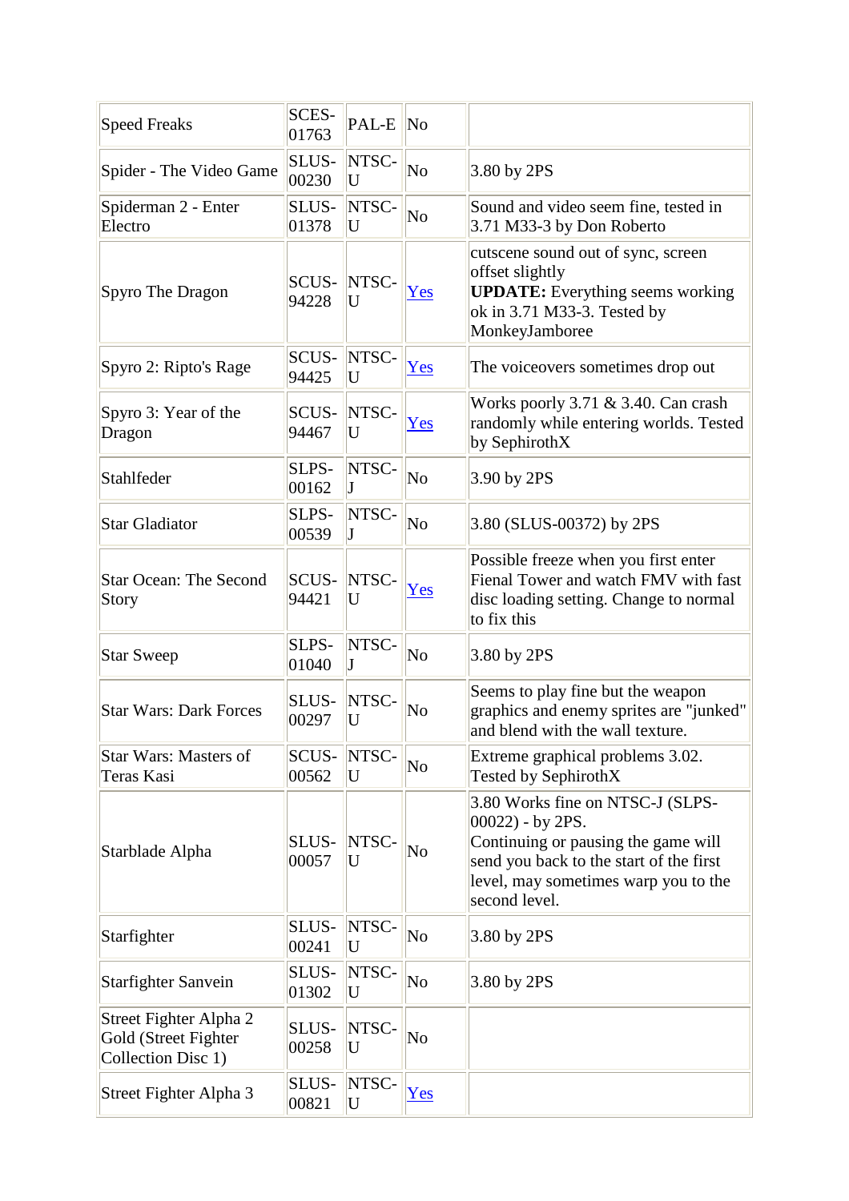| | | | | |
|---|---|---|---|---|
| Speed Freaks | SCES-01763 | PAL-E | No | |
| Spider - The Video Game | SLUS-00230 | NTSC-U | No | 3.80 by 2PS |
| Spiderman 2 - Enter Electro | SLUS-01378 | NTSC-U | No | Sound and video seem fine, tested in 3.71 M33-3 by Don Roberto |
| Spyro The Dragon | SCUS-94228 | NTSC-U | Yes | cutscene sound out of sync, screen offset slightly<br>**UPDATE:** Everything seems working ok in 3.71 M33-3. Tested by MonkeyJamboree |
| Spyro 2: Ripto's Rage | SCUS-94425 | NTSC-U | Yes | The voiceovers sometimes drop out |
| Spyro 3: Year of the Dragon | SCUS-94467 | NTSC-U | Yes | Works poorly 3.71 & 3.40. Can crash randomly while entering worlds. Tested by SephirothX |
| Stahlfeder | SLPS-00162 | NTSC-J | No | 3.90 by 2PS |
| Star Gladiator | SLPS-00539 | NTSC-J | No | 3.80 (SLUS-00372) by 2PS |
| Star Ocean: The Second Story | SCUS-94421 | NTSC-U | Yes | Possible freeze when you first enter Fienal Tower and watch FMV with fast disc loading setting. Change to normal to fix this |
| Star Sweep | SLPS-01040 | NTSC-J | No | 3.80 by 2PS |
| Star Wars: Dark Forces | SLUS-00297 | NTSC-U | No | Seems to play fine but the weapon graphics and enemy sprites are "junked" and blend with the wall texture. |
| Star Wars: Masters of Teras Kasi | SCUS-00562 | NTSC-U | No | Extreme graphical problems 3.02. Tested by SephirothX |
| Starblade Alpha | SLUS-00057 | NTSC-U | No | 3.80 Works fine on NTSC-J (SLPS-00022) - by 2PS.<br>Continuing or pausing the game will send you back to the start of the first level, may sometimes warp you to the second level. |
| Starfighter | SLUS-00241 | NTSC-U | No | 3.80 by 2PS |
| Starfighter Sanvein | SLUS-01302 | NTSC-U | No | 3.80 by 2PS |
| Street Fighter Alpha 2 Gold (Street Fighter Collection Disc 1) | SLUS-00258 | NTSC-U | No | |
| Street Fighter Alpha 3 | SLUS-00821 | NTSC-U | Yes | |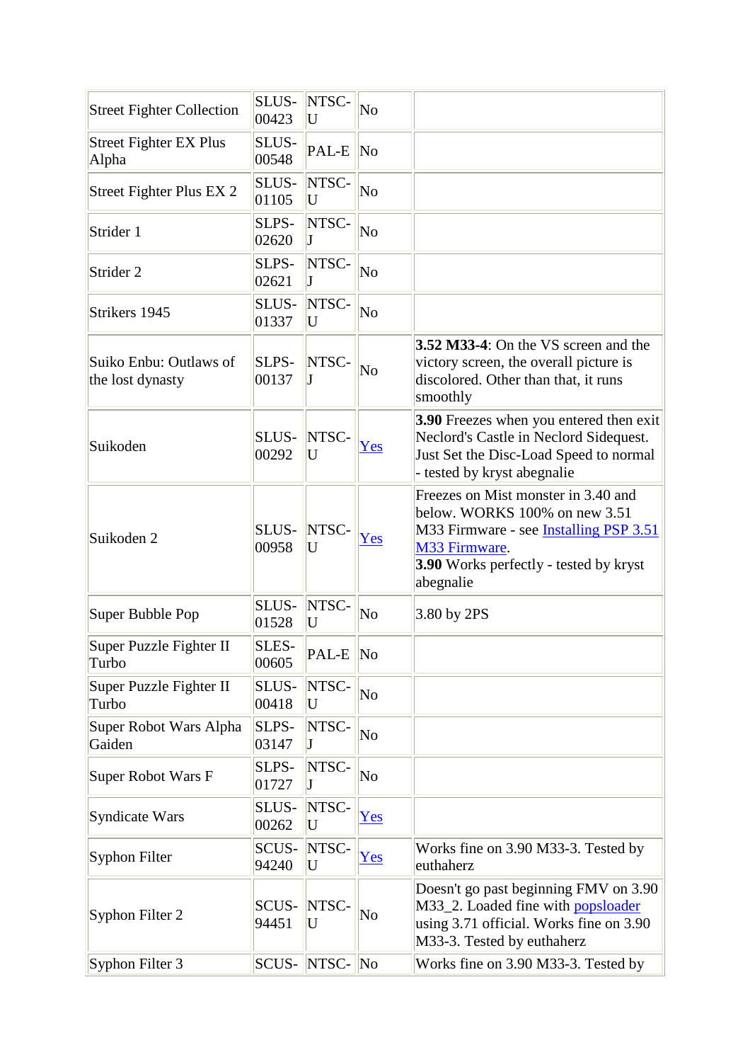| Street Fighter Collection | SLUS-00423 | NTSC-U | No | |
|---|---|---|---|---|
| Street Fighter EX Plus Alpha | SLUS-00548 | PAL-E | No | |
| Street Fighter Plus EX 2 | SLUS-01105 | NTSC-U | No | |
| Strider 1 | SLPS-02620 | NTSC-J | No | |
| Strider 2 | SLPS-02621 | NTSC-J | No | |
| Strikers 1945 | SLUS-01337 | NTSC-U | No | |
| Suiko Enbu: Outlaws of the lost dynasty | SLPS-00137 | NTSC-J | No | **3.52 M33-4**: On the VS screen and the victory screen, the overall picture is discolored. Other than that, it runs smoothly |
| Suikoden | SLUS-00292 | NTSC-U | Yes | **3.90** Freezes when you entered then exit Neclord's Castle in Neclord Sidequest. Just Set the Disc-Load Speed to normal - tested by kryst abegnalie |
| Suikoden 2 | SLUS-00958 | NTSC-U | Yes | Freezes on Mist monster in 3.40 and below. WORKS 100% on new 3.51 M33 Firmware - see Installing PSP 3.51 M33 Firmware. **3.90** Works perfectly - tested by kryst abegnalie |
| Super Bubble Pop | SLUS-01528 | NTSC-U | No | 3.80 by 2PS |
| Super Puzzle Fighter II Turbo | SLES-00605 | PAL-E | No | |
| Super Puzzle Fighter II Turbo | SLUS-00418 | NTSC-U | No | |
| Super Robot Wars Alpha Gaiden | SLPS-03147 | NTSC-J | No | |
| Super Robot Wars F | SLPS-01727 | NTSC-J | No | |
| Syndicate Wars | SLUS-00262 | NTSC-U | Yes | |
| Syphon Filter | SCUS-94240 | NTSC-U | Yes | Works fine on 3.90 M33-3. Tested by euthaherz |
| Syphon Filter 2 | SCUS-94451 | NTSC-U | No | Doesn't go past beginning FMV on 3.90 M33_2. Loaded fine with popsloader using 3.71 official. Works fine on 3.90 M33-3. Tested by euthaherz |
| Syphon Filter 3 | SCUS- | NTSC- | No | Works fine on 3.90 M33-3. Tested by |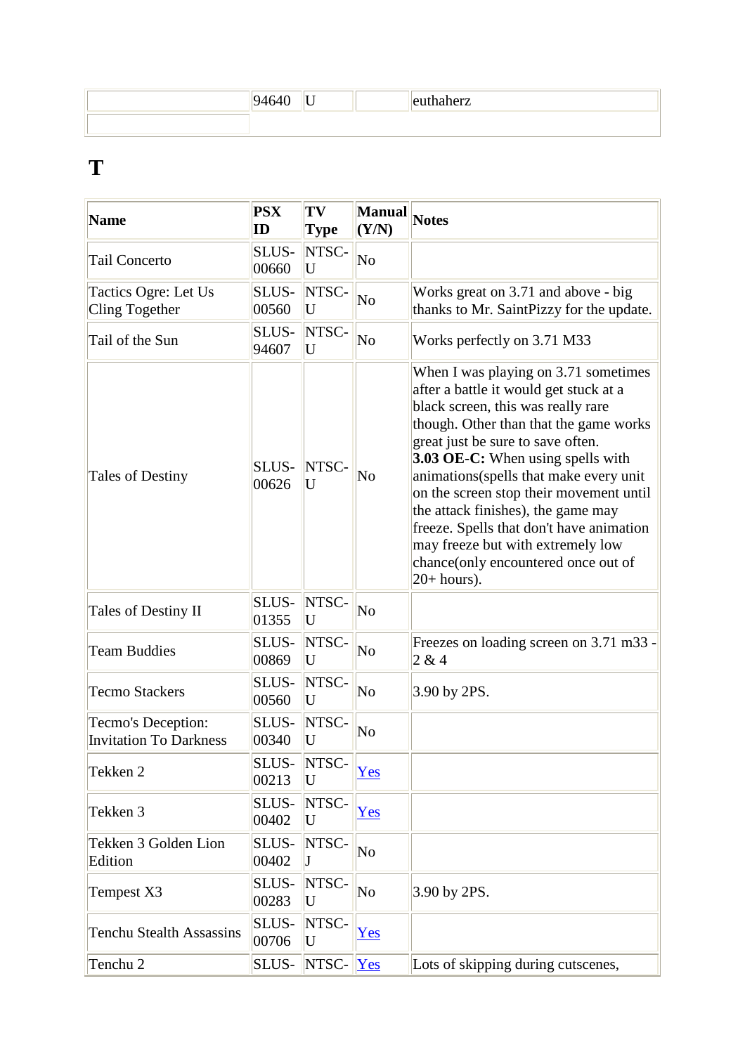|  | 94640 | U |  | euthaherz |
| --- | --- | --- | --- | --- |
|  |  |  |  |  |

# T

| Name | PSX ID | TV Type | Manual (Y/N) | Notes |
| --- | --- | --- | --- | --- |
| Tail Concerto | SLUS-00660 | NTSC-U | No |  |
| Tactics Ogre: Let Us Cling Together | SLUS-00560 | NTSC-U | No | Works great on 3.71 and above - big thanks to Mr. SaintPizzy for the update. |
| Tail of the Sun | SLUS-94607 | NTSC-U | No | Works perfectly on 3.71 M33 |
| Tales of Destiny | SLUS-00626 | NTSC-U | No | When I was playing on 3.71 sometimes after a battle it would get stuck at a black screen, this was really rare though. Other than that the game works great just be sure to save often. **3.03 OE-C:** When using spells with animations(spells that make every unit on the screen stop their movement until the attack finishes), the game may freeze. Spells that don't have animation may freeze but with extremely low chance(only encountered once out of 20+ hours). |
| Tales of Destiny II | SLUS-01355 | NTSC-U | No |  |
| Team Buddies | SLUS-00869 | NTSC-U | No | Freezes on loading screen on 3.71 m33 - 2 & 4 |
| Tecmo Stackers | SLUS-00560 | NTSC-U | No | 3.90 by 2PS. |
| Tecmo's Deception: Invitation To Darkness | SLUS-00340 | NTSC-U | No |  |
| Tekken 2 | SLUS-00213 | NTSC-U | Yes |  |
| Tekken 3 | SLUS-00402 | NTSC-U | Yes |  |
| Tekken 3 Golden Lion Edition | SLUS-00402 | NTSC-J | No |  |
| Tempest X3 | SLUS-00283 | NTSC-U | No | 3.90 by 2PS. |
| Tenchu Stealth Assassins | SLUS-00706 | NTSC-U | Yes |  |
| Tenchu 2 | SLUS- | NTSC- | Yes | Lots of skipping during cutscenes, |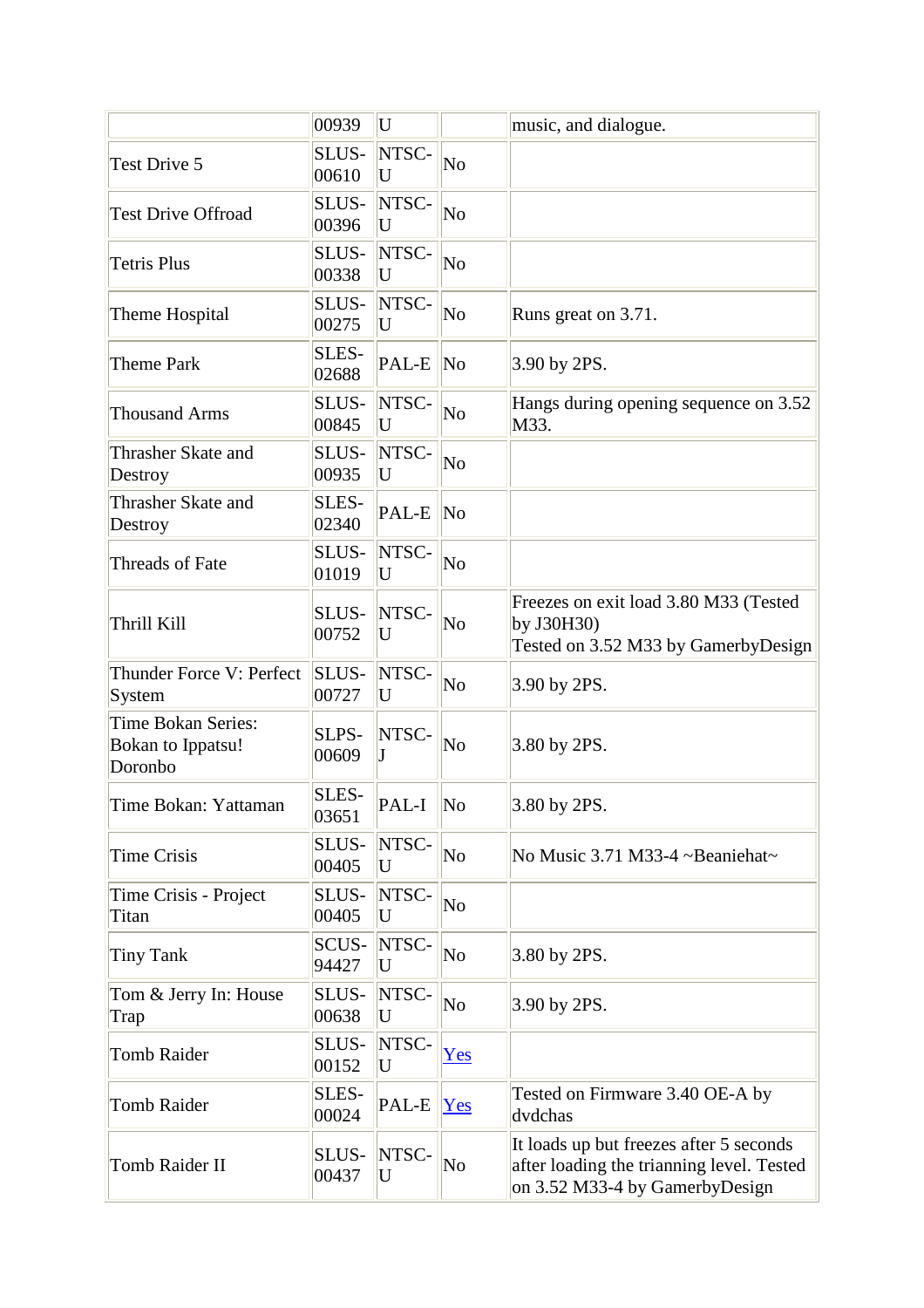| | | | | |
|---|---|---|---|---|
| | 00939 | U | | music, and dialogue. |
| Test Drive 5 | SLUS-00610 | NTSC-U | No | |
| Test Drive Offroad | SLUS-00396 | NTSC-U | No | |
| Tetris Plus | SLUS-00338 | NTSC-U | No | |
| Theme Hospital | SLUS-00275 | NTSC-U | No | Runs great on 3.71. |
| Theme Park | SLES-02688 | PAL-E | No | 3.90 by 2PS. |
| Thousand Arms | SLUS-00845 | NTSC-U | No | Hangs during opening sequence on 3.52 M33. |
| Thrasher Skate and Destroy | SLUS-00935 | NTSC-U | No | |
| Thrasher Skate and Destroy | SLES-02340 | PAL-E | No | |
| Threads of Fate | SLUS-01019 | NTSC-U | No | |
| Thrill Kill | SLUS-00752 | NTSC-U | No | Freezes on exit load 3.80 M33 (Tested by J30H30)<br>Tested on 3.52 M33 by GamerbyDesign |
| Thunder Force V: Perfect System | SLUS-00727 | NTSC-U | No | 3.90 by 2PS. |
| Time Bokan Series: Bokan to Ippatsu! Doronbo | SLPS-00609 | NTSC-J | No | 3.80 by 2PS. |
| Time Bokan: Yattaman | SLES-03651 | PAL-I | No | 3.80 by 2PS. |
| Time Crisis | SLUS-00405 | NTSC-U | No | No Music 3.71 M33-4 ~Beaniehat~ |
| Time Crisis - Project Titan | SLUS-00405 | NTSC-U | No | |
| Tiny Tank | SCUS-94427 | NTSC-U | No | 3.80 by 2PS. |
| Tom & Jerry In: House Trap | SLUS-00638 | NTSC-U | No | 3.90 by 2PS. |
| Tomb Raider | SLUS-00152 | NTSC-U | Yes | |
| Tomb Raider | SLES-00024 | PAL-E | Yes | Tested on Firmware 3.40 OE-A by dvdchas |
| Tomb Raider II | SLUS-00437 | NTSC-U | No | It loads up but freezes after 5 seconds after loading the trianning level. Tested on 3.52 M33-4 by GamerbyDesign |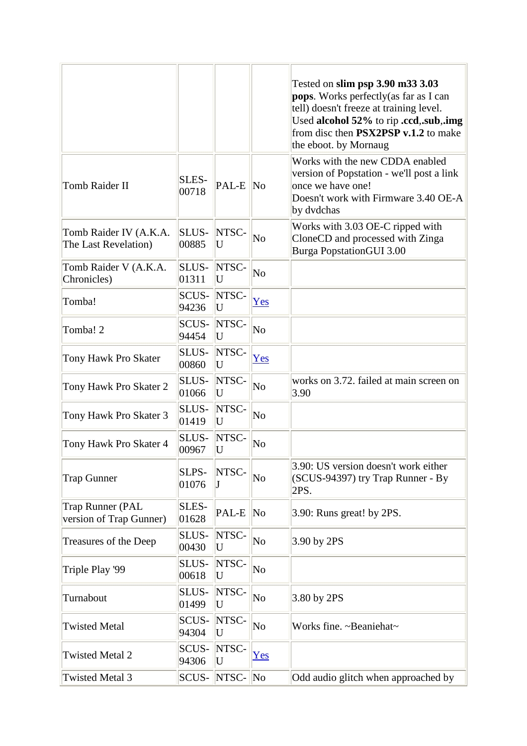| | | | | |
|---|---|---|---|---|
| | | | | Tested on **slim psp 3.90 m33 3.03 pops**. Works perfectly(as far as I can tell) doesn't freeze at training level. Used **alcohol 52%** to rip **.ccd**,**.sub**,**.img** from disc then **PSX2PSP v.1.2** to make the eboot. by Mornaug |
| Tomb Raider II | SLES-00718 | PAL-E | No | Works with the new CDDA enabled version of Popstation - we'll post a link once we have one!<br>Doesn't work with Firmware 3.40 OE-A by dvdchas |
| Tomb Raider IV (A.K.A. The Last Revelation) | SLUS-00885 | NTSC-U | No | Works with 3.03 OE-C ripped with CloneCD and processed with Zinga Burga PopstationGUI 3.00 |
| Tomb Raider V (A.K.A. Chronicles) | SLUS-01311 | NTSC-U | No | |
| Tomba! | SCUS-94236 | NTSC-U | Yes | |
| Tomba! 2 | SCUS-94454 | NTSC-U | No | |
| Tony Hawk Pro Skater | SLUS-00860 | NTSC-U | Yes | |
| Tony Hawk Pro Skater 2 | SLUS-01066 | NTSC-U | No | works on 3.72. failed at main screen on 3.90 |
| Tony Hawk Pro Skater 3 | SLUS-01419 | NTSC-U | No | |
| Tony Hawk Pro Skater 4 | SLUS-00967 | NTSC-U | No | |
| Trap Gunner | SLPS-01076 | NTSC-J | No | 3.90: US version doesn't work either (SCUS-94397) try Trap Runner - By 2PS. |
| Trap Runner (PAL version of Trap Gunner) | SLES-01628 | PAL-E | No | 3.90: Runs great! by 2PS. |
| Treasures of the Deep | SLUS-00430 | NTSC-U | No | 3.90 by 2PS |
| Triple Play '99 | SLUS-00618 | NTSC-U | No | |
| Turnabout | SLUS-01499 | NTSC-U | No | 3.80 by 2PS |
| Twisted Metal | SCUS-94304 | NTSC-U | No | Works fine. ~Beaniehat~ |
| Twisted Metal 2 | SCUS-94306 | NTSC-U | Yes | |
| Twisted Metal 3 | SCUS- | NTSC- | No | Odd audio glitch when approached by |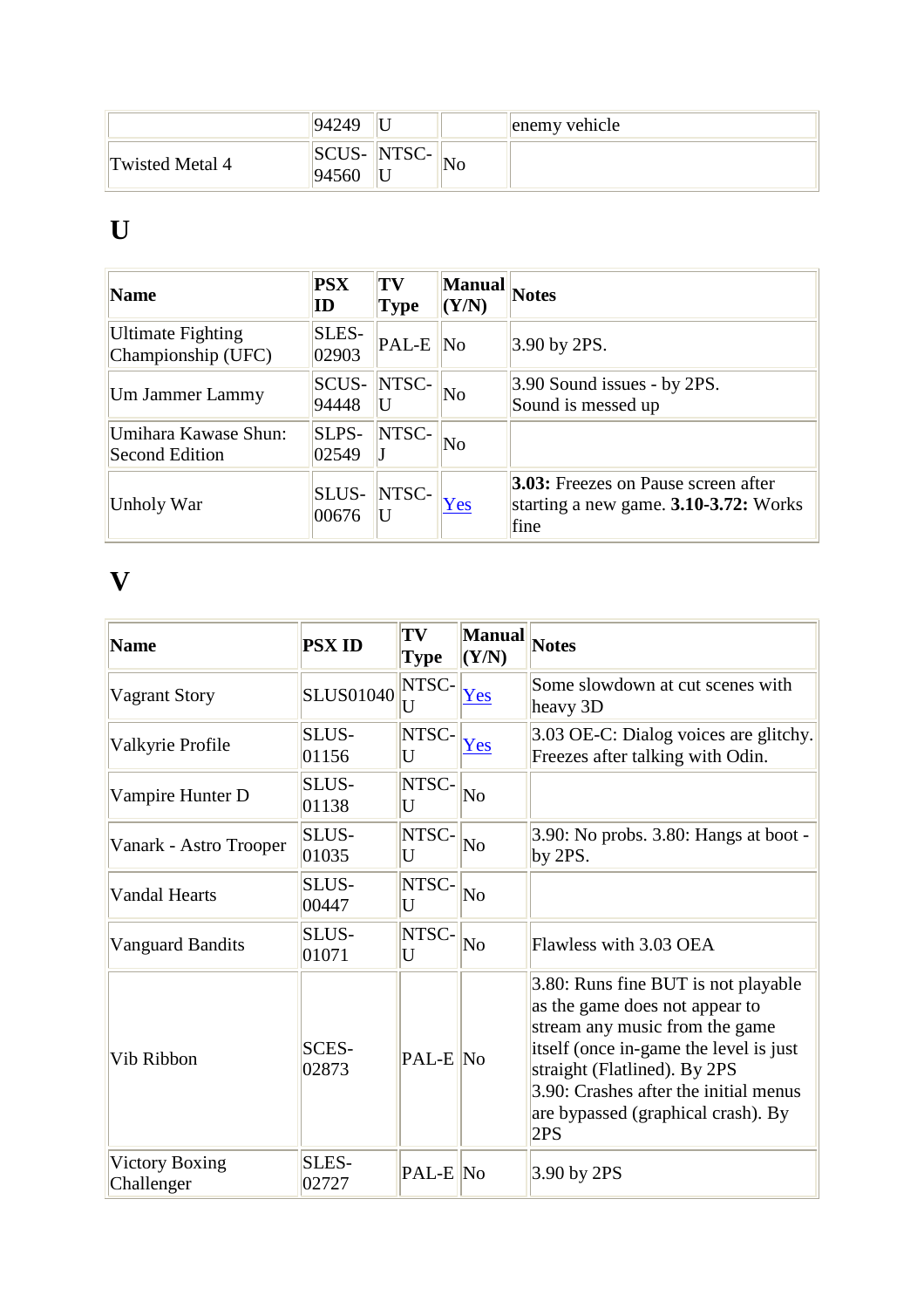| | 94249 | U | | enemy vehicle |
|---|---|---|---|---|
| Twisted Metal 4 | SCUS-94560 | NTSC-U | No | |

# U

| Name | PSX ID | TV Type | Manual (Y/N) | Notes |
|---|---|---|---|---|
| Ultimate Fighting Championship (UFC) | SLES-02903 | PAL-E | No | 3.90 by 2PS. |
| Um Jammer Lammy | SCUS-94448 | NTSC-U | No | 3.90 Sound issues - by 2PS. Sound is messed up |
| Umihara Kawase Shun: Second Edition | SLPS-02549 | NTSC-J | No | |
| Unholy War | SLUS-00676 | NTSC-U | Yes | **3.03:** Freezes on Pause screen after starting a new game. **3.10-3.72:** Works fine |

# V

| Name | PSX ID | TV Type | Manual (Y/N) | Notes |
|---|---|---|---|---|
| Vagrant Story | SLUS01040 | NTSC-U | Yes | Some slowdown at cut scenes with heavy 3D |
| Valkyrie Profile | SLUS-01156 | NTSC-U | Yes | 3.03 OE-C: Dialog voices are glitchy. Freezes after talking with Odin. |
| Vampire Hunter D | SLUS-01138 | NTSC-U | No | |
| Vanark - Astro Trooper | SLUS-01035 | NTSC-U | No | 3.90: No probs. 3.80: Hangs at boot - by 2PS. |
| Vandal Hearts | SLUS-00447 | NTSC-U | No | |
| Vanguard Bandits | SLUS-01071 | NTSC-U | No | Flawless with 3.03 OEA |
| Vib Ribbon | SCES-02873 | PAL-E | No | 3.80: Runs fine BUT is not playable as the game does not appear to stream any music from the game itself (once in-game the level is just straight (Flatlined). By 2PS<br>3.90: Crashes after the initial menus are bypassed (graphical crash). By 2PS |
| Victory Boxing Challenger | SLES-02727 | PAL-E | No | 3.90 by 2PS |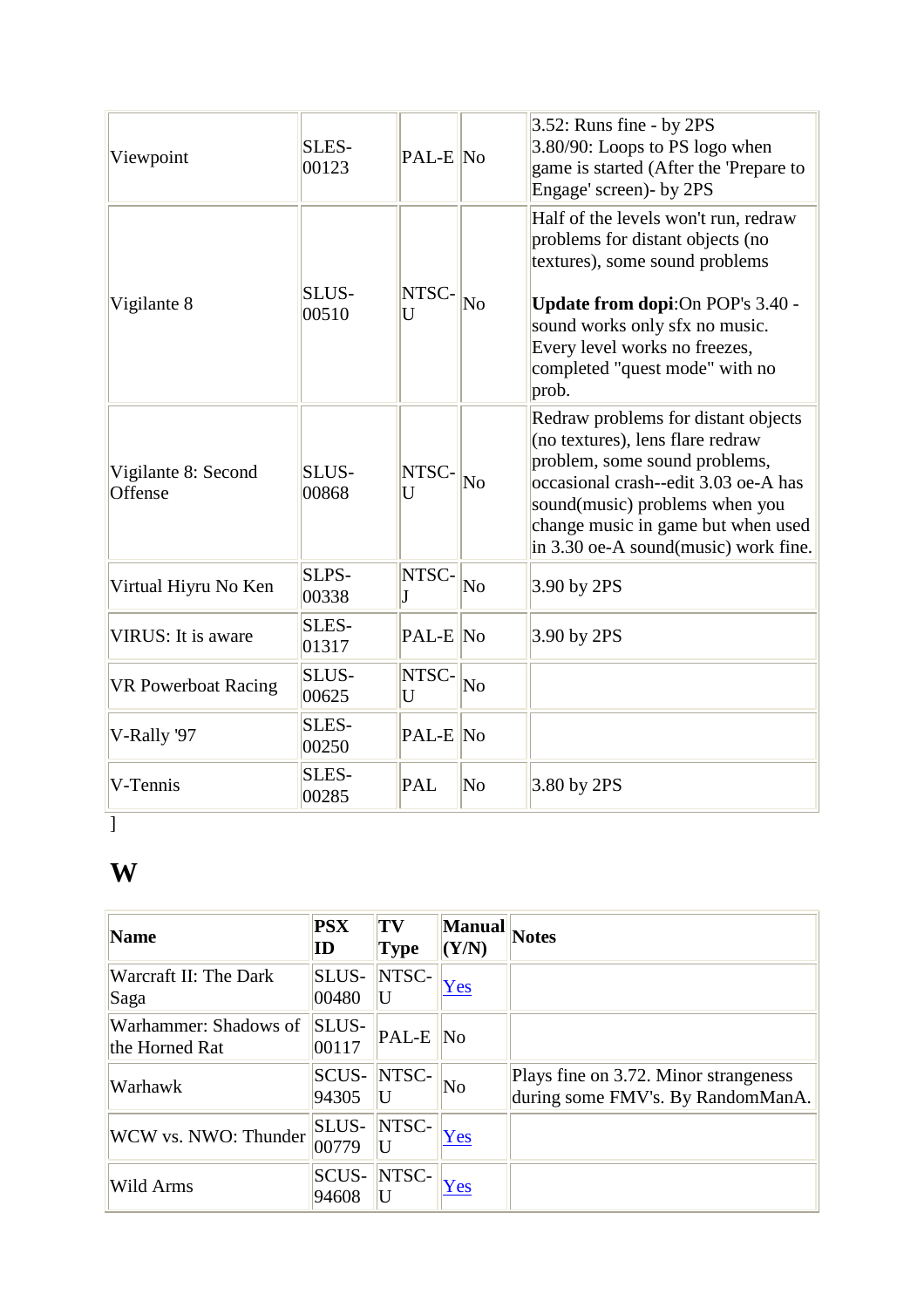| | | | | |
|---|---|---|---|---|
| Viewpoint | SLES-00123 | PAL-E | No | 3.52: Runs fine - by 2PS<br>3.80/90: Loops to PS logo when game is started (After the 'Prepare to Engage' screen)- by 2PS |
| Vigilante 8 | SLUS-00510 | NTSC-U | No | Half of the levels won't run, redraw problems for distant objects (no textures), some sound problems<br><br>**Update from dopi**:On POP's 3.40 - sound works only sfx no music. Every level works no freezes, completed "quest mode" with no prob. |
| Vigilante 8: Second Offense | SLUS-00868 | NTSC-U | No | Redraw problems for distant objects (no textures), lens flare redraw problem, some sound problems, occasional crash--edit 3.03 oe-A has sound(music) problems when you change music in game but when used in 3.30 oe-A sound(music) work fine. |
| Virtual Hiyru No Ken | SLPS-00338 | NTSC-J | No | 3.90 by 2PS |
| VIRUS: It is aware | SLES-01317 | PAL-E | No | 3.90 by 2PS |
| VR Powerboat Racing | SLUS-00625 | NTSC-U | No | |
| V-Rally '97 | SLES-00250 | PAL-E | No | |
| V-Tennis | SLES-00285 | PAL | No | 3.80 by 2PS |

]

# W

| Name | PSX ID | TV Type | Manual (Y/N) | Notes |
|---|---|---|---|---|
| Warcraft II: The Dark Saga | SLUS-00480 | NTSC-U | Yes | |
| Warhammer: Shadows of the Horned Rat | SLUS-00117 | PAL-E | No | |
| Warhawk | SCUS-94305 | NTSC-U | No | Plays fine on 3.72. Minor strangeness during some FMV's. By RandomManA. |
| WCW vs. NWO: Thunder | SLUS-00779 | NTSC-U | Yes | |
| Wild Arms | SCUS-94608 | NTSC-U | Yes | |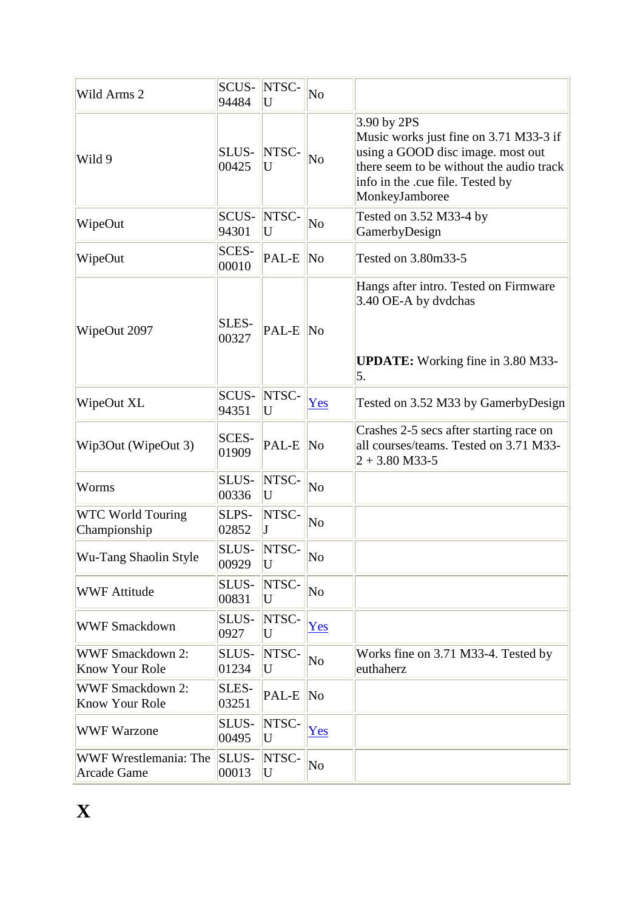| Wild Arms 2 | SCUS-94484 | NTSC-U | No | |
|---|---|---|---|---|
| Wild 9 | SLUS-00425 | NTSC-U | No | 3.90 by 2PS<br>Music works just fine on 3.71 M33-3 if using a GOOD disc image. most out there seem to be without the audio track info in the .cue file. Tested by MonkeyJamboree |
| WipeOut | SCUS-94301 | NTSC-U | No | Tested on 3.52 M33-4 by GamerbyDesign |
| WipeOut | SCES-00010 | PAL-E | No | Tested on 3.80m33-5 |
| WipeOut 2097 | SLES-00327 | PAL-E | No | Hangs after intro. Tested on Firmware 3.40 OE-A by dvdchas<br><br>**UPDATE:** Working fine in 3.80 M33-5. |
| WipeOut XL | SCUS-94351 | NTSC-U | Yes | Tested on 3.52 M33 by GamerbyDesign |
| Wip3Out (WipeOut 3) | SCES-01909 | PAL-E | No | Crashes 2-5 secs after starting race on all courses/teams. Tested on 3.71 M33-2 + 3.80 M33-5 |
| Worms | SLUS-00336 | NTSC-U | No | |
| WTC World Touring Championship | SLPS-02852 | NTSC-J | No | |
| Wu-Tang Shaolin Style | SLUS-00929 | NTSC-U | No | |
| WWF Attitude | SLUS-00831 | NTSC-U | No | |
| WWF Smackdown | SLUS-0927 | NTSC-U | Yes | |
| WWF Smackdown 2: Know Your Role | SLUS-01234 | NTSC-U | No | Works fine on 3.71 M33-4. Tested by euthaherz |
| WWF Smackdown 2: Know Your Role | SLES-03251 | PAL-E | No | |
| WWF Warzone | SLUS-00495 | NTSC-U | Yes | |
| WWF Wrestlemania: The Arcade Game | SLUS-00013 | NTSC-U | No | |

# X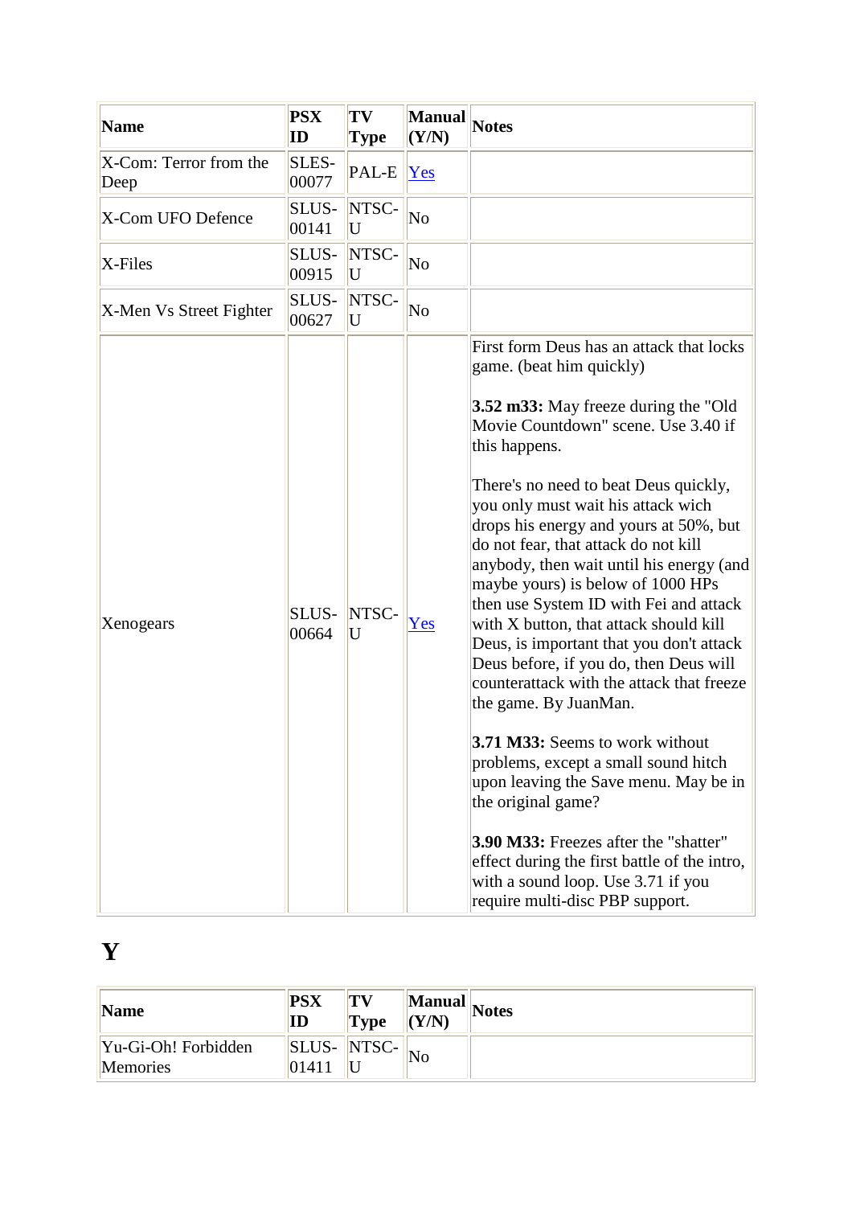| Name | PSX ID | TV Type | Manual (Y/N) | Notes |
|---|---|---|---|---|
| X-Com: Terror from the Deep | SLES-00077 | PAL-E | Yes | |
| X-Com UFO Defence | SLUS-00141 | NTSC-U | No | |
| X-Files | SLUS-00915 | NTSC-U | No | |
| X-Men Vs Street Fighter | SLUS-00627 | NTSC-U | No | |
| Xenogears | SLUS-00664 | NTSC-U | Yes | First form Deus has an attack that locks game. (beat him quickly)<br><br>**3.52 m33:** May freeze during the "Old Movie Countdown" scene. Use 3.40 if this happens.<br><br>There's no need to beat Deus quickly, you only must wait his attack wich drops his energy and yours at 50%, but do not fear, that attack do not kill anybody, then wait until his energy (and maybe yours) is below of 1000 HPs then use System ID with Fei and attack with X button, that attack should kill Deus, is important that you don't attack Deus before, if you do, then Deus will counterattack with the attack that freeze the game. By JuanMan.<br><br>**3.71 M33:** Seems to work without problems, except a small sound hitch upon leaving the Save menu. May be in the original game?<br><br>**3.90 M33:** Freezes after the "shatter" effect during the first battle of the intro, with a sound loop. Use 3.71 if you require multi-disc PBP support. |

# Y

| Name | PSX ID | TV Type | Manual (Y/N) | Notes |
|---|---|---|---|---|
| Yu-Gi-Oh! Forbidden Memories | SLUS-01411 | NTSC-U | No | |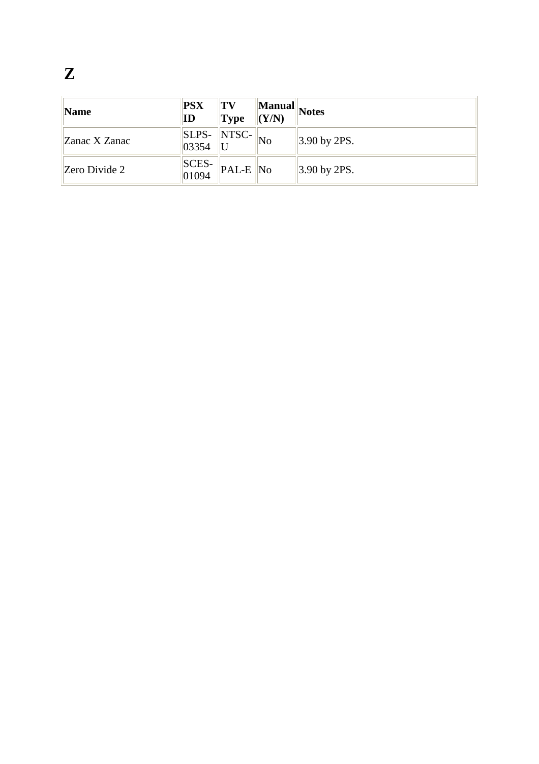# Z

| Name | PSX ID | TV Type | Manual (Y/N) | Notes |
|---|---|---|---|---|
| Zanac X Zanac | SLPS-03354 | NTSC-U | No | 3.90 by 2PS. |
| Zero Divide 2 | SCES-01094 | PAL-E | No | 3.90 by 2PS. |